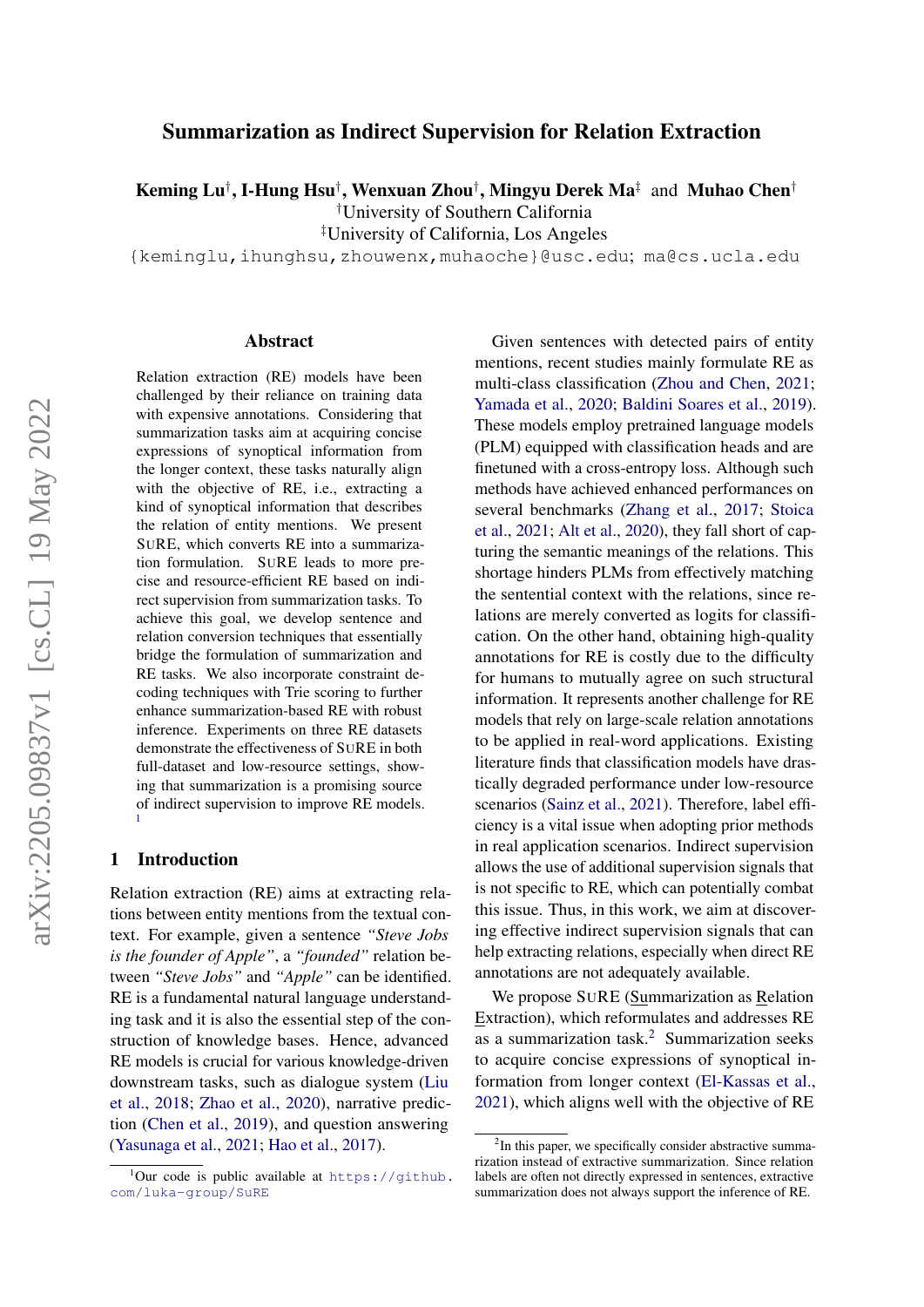# Summarization as Indirect Supervision for Relation Extraction

**Keming Lu**[†], **I-Hung Hsu**[†], **Wenxuan Zhou**[†], **Mingyu Derek Ma**[‡] and **Muhao Chen**[†]

[†]University of Southern California

[‡]University of California, Los Angeles

{keminglu,ihunghsu,zhouwenx,muhaoche}@usc.edu; ma@cs.ucla.edu

## Abstract

Relation extraction (RE) models have been challenged by their reliance on training data with expensive annotations. Considering that summarization tasks aim at acquiring concise expressions of synoptical information from the longer context, these tasks naturally align with the objective of RE, i.e., extracting a kind of synoptical information that describes the relation of entity mentions. We present SuRE, which converts RE into a summarization formulation. SuRE leads to more precise and resource-efficient RE based on indirect supervision from summarization tasks. To achieve this goal, we develop sentence and relation conversion techniques that essentially bridge the formulation of summarization and RE tasks. We also incorporate constraint decoding techniques with Trie scoring to further enhance summarization-based RE with robust inference. Experiments on three RE datasets demonstrate the effectiveness of SuRE in both full-dataset and low-resource settings, showing that summarization is a promising source of indirect supervision to improve RE models. [1]

## 1 Introduction

Relation extraction (RE) aims at extracting relations between entity mentions from the textual context. For example, given a sentence *"Steve Jobs is the founder of Apple"*, a *"founded"* relation between *"Steve Jobs"* and *"Apple"* can be identified. RE is a fundamental natural language understanding task and it is also the essential step of the construction of knowledge bases. Hence, advanced RE models is crucial for various knowledge-driven downstream tasks, such as dialogue system (Liu et al., 2018; Zhao et al., 2020), narrative prediction (Chen et al., 2019), and question answering (Yasunaga et al., 2021; Hao et al., 2017).

Given sentences with detected pairs of entity mentions, recent studies mainly formulate RE as multi-class classification (Zhou and Chen, 2021; Yamada et al., 2020; Baldini Soares et al., 2019). These models employ pretrained language models (PLM) equipped with classification heads and are finetuned with a cross-entropy loss. Although such methods have achieved enhanced performances on several benchmarks (Zhang et al., 2017; Stoica et al., 2021; Alt et al., 2020), they fall short of capturing the semantic meanings of the relations. This shortage hinders PLMs from effectively matching the sentential context with the relations, since relations are merely converted as logits for classification. On the other hand, obtaining high-quality annotations for RE is costly due to the difficulty for humans to mutually agree on such structural information. It represents another challenge for RE models that rely on large-scale relation annotations to be applied in real-word applications. Existing literature finds that classification models have drastically degraded performance under low-resource scenarios (Sainz et al., 2021). Therefore, label efficiency is a vital issue when adopting prior methods in real application scenarios. Indirect supervision allows the use of additional supervision signals that is not specific to RE, which can potentially combat this issue. Thus, in this work, we aim at discovering effective indirect supervision signals that can help extracting relations, especially when direct RE annotations are not adequately available.

We propose SuRE (Summarization as Relation Extraction), which reformulates and addresses RE as a summarization task.[2] Summarization seeks to acquire concise expressions of synoptical information from longer context (El-Kassas et al., 2021), which aligns well with the objective of RE

[1] Our code is public available at https://github.com/luka-group/SuRE

[2] In this paper, we specifically consider abstractive summarization instead of extractive summarization. Since relation labels are often not directly expressed in sentences, extractive summarization does not always support the inference of RE.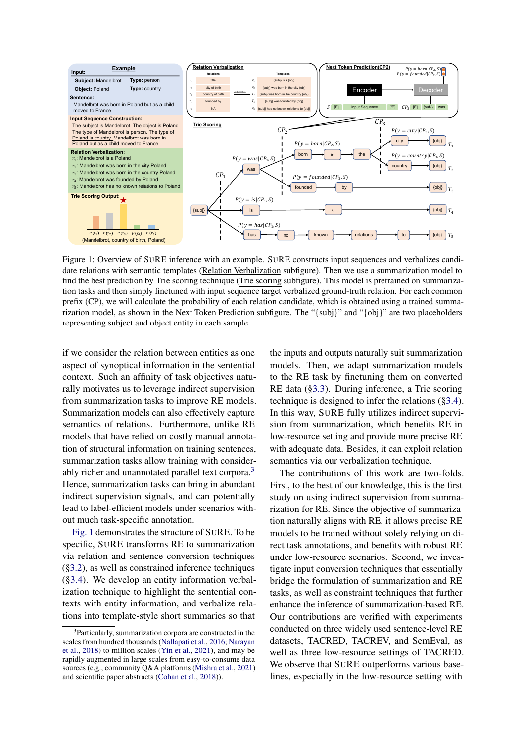Figure 1: Overview of SURE inference with an example. SURE constructs input sequences and verbalizes candidate relations with semantic templates (Relation Verbalization subfigure). Then we use a summarization model to find the best prediction by Trie scoring technique (Trie scoring subfigure). This model is pretrained on summarization tasks and then simply finetuned with input sequence target verbalized ground-truth relation. For each common prefix (CP), we will calculate the probability of each relation candidate, which is obtained using a trained summarization model, as shown in the Next Token Prediction subfigure. The "{subj}" and "{obj}" are two placeholders representing subject and object entity in each sample.

if we consider the relation between entities as one aspect of synoptical information in the sentential context. Such an affinity of task objectives naturally motivates us to leverage indirect supervision from summarization tasks to improve RE models. Summarization models can also effectively capture semantics of relations. Furthermore, unlike RE models that have relied on costly manual annotation of structural information on training sentences, summarization tasks allow training with considerably richer and unannotated parallel text corpora.[3] Hence, summarization tasks can bring in abundant indirect supervision signals, and can potentially lead to label-efficient models under scenarios without much task-specific annotation.

Fig. 1 demonstrates the structure of SURE. To be specific, SURE transforms RE to summarization via relation and sentence conversion techniques (§3.2), as well as constrained inference techniques (§3.4). We develop an entity information verbalization technique to highlight the sentential contexts with entity information, and verbalize relations into template-style short summaries so that the inputs and outputs naturally suit summarization models. Then, we adapt summarization models to the RE task by finetuning them on converted RE data (§3.3). During inference, a Trie scoring technique is designed to infer the relations (§3.4). In this way, SURE fully utilizes indirect supervision from summarization, which benefits RE in low-resource setting and provide more precise RE with adequate data. Besides, it can exploit relation semantics via our verbalization technique.

The contributions of this work are two-folds. First, to the best of our knowledge, this is the first study on using indirect supervision from summarization for RE. Since the objective of summarization naturally aligns with RE, it allows precise RE models to be trained without solely relying on direct task annotations, and benefits with robust RE under low-resource scenarios. Second, we investigate input conversion techniques that essentially bridge the formulation of summarization and RE tasks, as well as constraint techniques that further enhance the inference of summarization-based RE. Our contributions are verified with experiments conducted on three widely used sentence-level RE datasets, TACRED, TACREV, and SemEval, as well as three low-resource settings of TACRED. We observe that SURE outperforms various baselines, especially in the low-resource setting with

[3] Particularly, summarization corpora are constructed in the scales from hundred thousands (Nallapati et al., 2016; Narayan et al., 2018) to million scales (Yin et al., 2021), and may be rapidly augmented in large scales from easy-to-consume data sources (e.g., community Q&A platforms (Mishra et al., 2021) and scientific paper abstracts (Cohan et al., 2018)).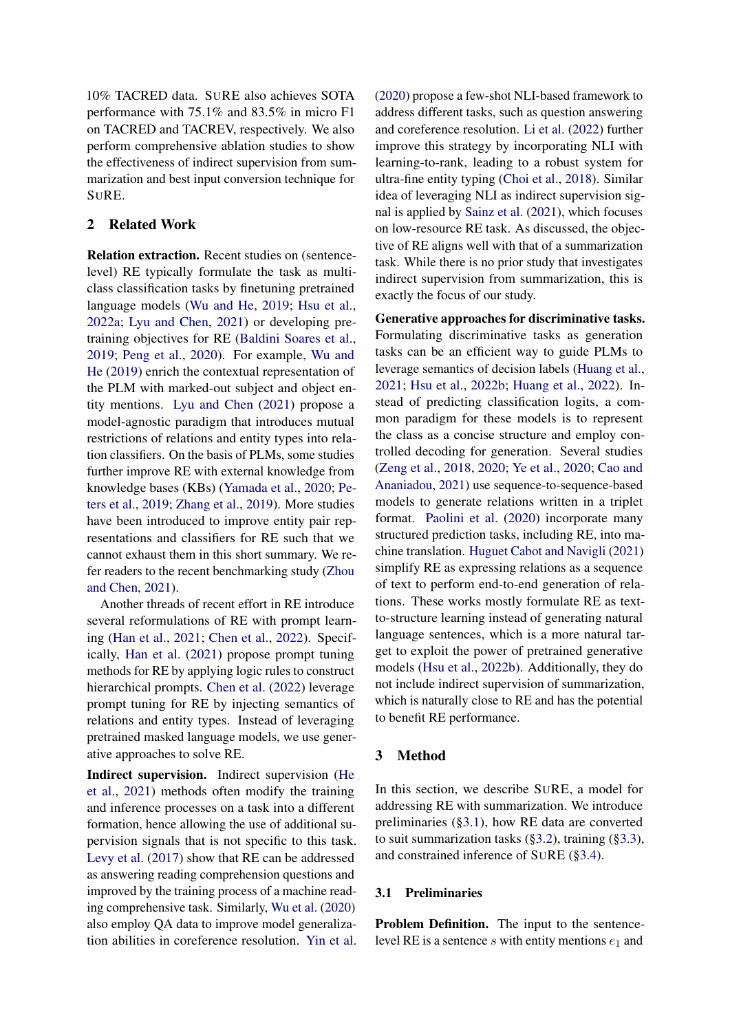10% TACRED data. SuRE also achieves SOTA performance with 75.1% and 83.5% in micro F1 on TACRED and TACREV, respectively. We also perform comprehensive ablation studies to show the effectiveness of indirect supervision from summarization and best input conversion technique for SuRE.

## 2 Related Work

**Relation extraction.** Recent studies on (sentence-level) RE typically formulate the task as multi-class classification tasks by finetuning pretrained language models (Wu and He, 2019; Hsu et al., 2022a; Lyu and Chen, 2021) or developing pretraining objectives for RE (Baldini Soares et al., 2019; Peng et al., 2020). For example, Wu and He (2019) enrich the contextual representation of the PLM with marked-out subject and object entity mentions. Lyu and Chen (2021) propose a model-agnostic paradigm that introduces mutual restrictions of relations and entity types into relation classifiers. On the basis of PLMs, some studies further improve RE with external knowledge from knowledge bases (KBs) (Yamada et al., 2020; Peters et al., 2019; Zhang et al., 2019). More studies have been introduced to improve entity pair representations and classifiers for RE such that we cannot exhaust them in this short summary. We refer readers to the recent benchmarking study (Zhou and Chen, 2021).

Another threads of recent effort in RE introduce several reformulations of RE with prompt learning (Han et al., 2021; Chen et al., 2022). Specifically, Han et al. (2021) propose prompt tuning methods for RE by applying logic rules to construct hierarchical prompts. Chen et al. (2022) leverage prompt tuning for RE by injecting semantics of relations and entity types. Instead of leveraging pretrained masked language models, we use generative approaches to solve RE.

**Indirect supervision.** Indirect supervision (He et al., 2021) methods often modify the training and inference processes on a task into a different formation, hence allowing the use of additional supervision signals that is not specific to this task. Levy et al. (2017) show that RE can be addressed as answering reading comprehension questions and improved by the training process of a machine reading comprehensive task. Similarly, Wu et al. (2020) also employ QA data to improve model generalization abilities in coreference resolution. Yin et al. (2020) propose a few-shot NLI-based framework to address different tasks, such as question answering and coreference resolution. Li et al. (2022) further improve this strategy by incorporating NLI with learning-to-rank, leading to a robust system for ultra-fine entity typing (Choi et al., 2018). Similar idea of leveraging NLI as indirect supervision signal is applied by Sainz et al. (2021), which focuses on low-resource RE task. As discussed, the objective of RE aligns well with that of a summarization task. While there is no prior study that investigates indirect supervision from summarization, this is exactly the focus of our study.

**Generative approaches for discriminative tasks.** Formulating discriminative tasks as generation tasks can be an efficient way to guide PLMs to leverage semantics of decision labels (Huang et al., 2021; Hsu et al., 2022b; Huang et al., 2022). Instead of predicting classification logits, a common paradigm for these models is to represent the class as a concise structure and employ controlled decoding for generation. Several studies (Zeng et al., 2018, 2020; Ye et al., 2020; Cao and Ananiadou, 2021) use sequence-to-sequence-based models to generate relations written in a triplet format. Paolini et al. (2020) incorporate many structured prediction tasks, including RE, into machine translation. Huguet Cabot and Navigli (2021) simplify RE as expressing relations as a sequence of text to perform end-to-end generation of relations. These works mostly formulate RE as text-to-structure learning instead of generating natural language sentences, which is a more natural target to exploit the power of pretrained generative models (Hsu et al., 2022b). Additionally, they do not include indirect supervision of summarization, which is naturally close to RE and has the potential to benefit RE performance.

## 3 Method

In this section, we describe SuRE, a model for addressing RE with summarization. We introduce preliminaries (§3.1), how RE data are converted to suit summarization tasks (§3.2), training (§3.3), and constrained inference of SuRE (§3.4).

### 3.1 Preliminaries

**Problem Definition.** The input to the sentence-level RE is a sentence $s$ with entity mentions $e_1$ and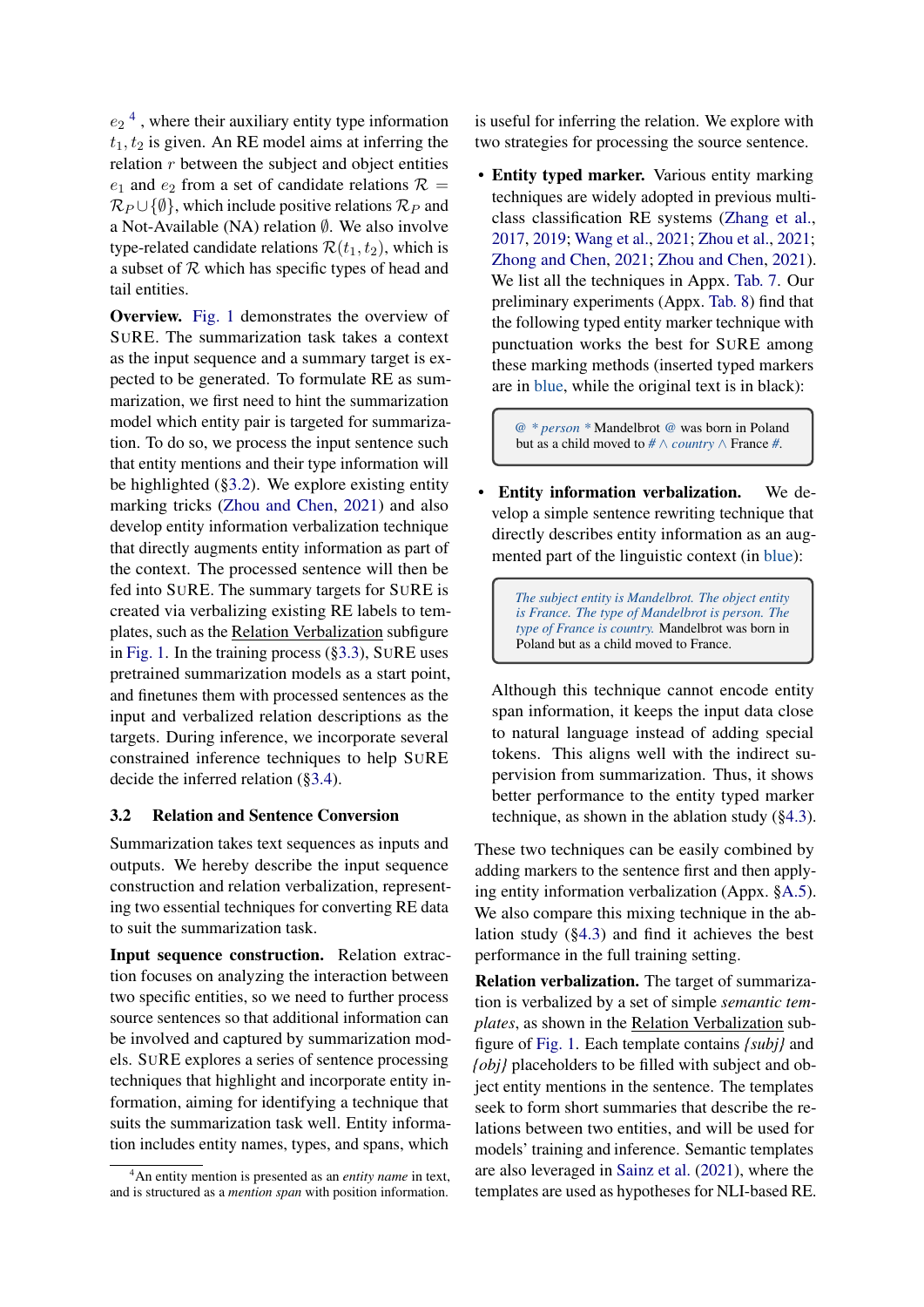$e_2$ [4], where their auxiliary entity type information $t_1, t_2$ is given. An RE model aims at inferring the relation $r$ between the subject and object entities $e_1$ and $e_2$ from a set of candidate relations $\mathcal{R} = \mathcal{R}_P \cup \{\emptyset\}$, which include positive relations $\mathcal{R}_P$ and a Not-Available (NA) relation $\emptyset$. We also involve type-related candidate relations $\mathcal{R}(t_1, t_2)$, which is a subset of $\mathcal{R}$ which has specific types of head and tail entities.

**Overview.** Fig. 1 demonstrates the overview of SURE. The summarization task takes a context as the input sequence and a summary target is expected to be generated. To formulate RE as summarization, we first need to hint the summarization model which entity pair is targeted for summarization. To do so, we process the input sentence such that entity mentions and their type information will be highlighted (§3.2). We explore existing entity marking tricks (Zhou and Chen, 2021) and also develop entity information verbalization technique that directly augments entity information as part of the context. The processed sentence will then be fed into SURE. The summary targets for SURE is created via verbalizing existing RE labels to templates, such as the Relation Verbalization subfigure in Fig. 1. In the training process (§3.3), SURE uses pretrained summarization models as a start point, and finetunes them with processed sentences as the input and verbalized relation descriptions as the targets. During inference, we incorporate several constrained inference techniques to help SURE decide the inferred relation (§3.4).

### 3.2 Relation and Sentence Conversion

Summarization takes text sequences as inputs and outputs. We hereby describe the input sequence construction and relation verbalization, representing two essential techniques for converting RE data to suit the summarization task.

**Input sequence construction.** Relation extraction focuses on analyzing the interaction between two specific entities, so we need to further process source sentences so that additional information can be involved and captured by summarization models. SURE explores a series of sentence processing techniques that highlight and incorporate entity information, aiming for identifying a technique that suits the summarization task well. Entity information includes entity names, types, and spans, which is useful for inferring the relation. We explore with two strategies for processing the source sentence.

- **Entity typed marker.** Various entity marking techniques are widely adopted in previous multi-class classification RE systems (Zhang et al., 2017, 2019; Wang et al., 2021; Zhou et al., 2021; Zhong and Chen, 2021; Zhou and Chen, 2021). We list all the techniques in Appx. Tab. 7. Our preliminary experiments (Appx. Tab. 8) find that the following typed entity marker technique with punctuation works the best for SURE among these marking methods (inserted typed markers are in blue, while the original text is in black):

  > @ * *person* * Mandelbrot @ was born in Poland but as a child moved to # ∧ *country* ∧ France #.

- **Entity information verbalization.** We develop a simple sentence rewriting technique that directly describes entity information as an augmented part of the linguistic context (in blue):

  > *The subject entity is Mandelbrot. The object entity is France. The type of Mandelbrot is person. The type of France is country.* Mandelbrot was born in Poland but as a child moved to France.

  Although this technique cannot encode entity span information, it keeps the input data close to natural language instead of adding special tokens. This aligns well with the indirect supervision from summarization. Thus, it shows better performance to the entity typed marker technique, as shown in the ablation study (§4.3).

These two techniques can be easily combined by adding markers to the sentence first and then applying entity information verbalization (Appx. §A.5). We also compare this mixing technique in the ablation study (§4.3) and find it achieves the best performance in the full training setting.

**Relation verbalization.** The target of summarization is verbalized by a set of simple *semantic templates*, as shown in the Relation Verbalization subfigure of Fig. 1. Each template contains *{subj}* and *{obj}* placeholders to be filled with subject and object entity mentions in the sentence. The templates seek to form short summaries that describe the relations between two entities, and will be used for models' training and inference. Semantic templates are also leveraged in Sainz et al. (2021), where the templates are used as hypotheses for NLI-based RE.

[4] An entity mention is presented as an *entity name* in text, and is structured as a *mention span* with position information.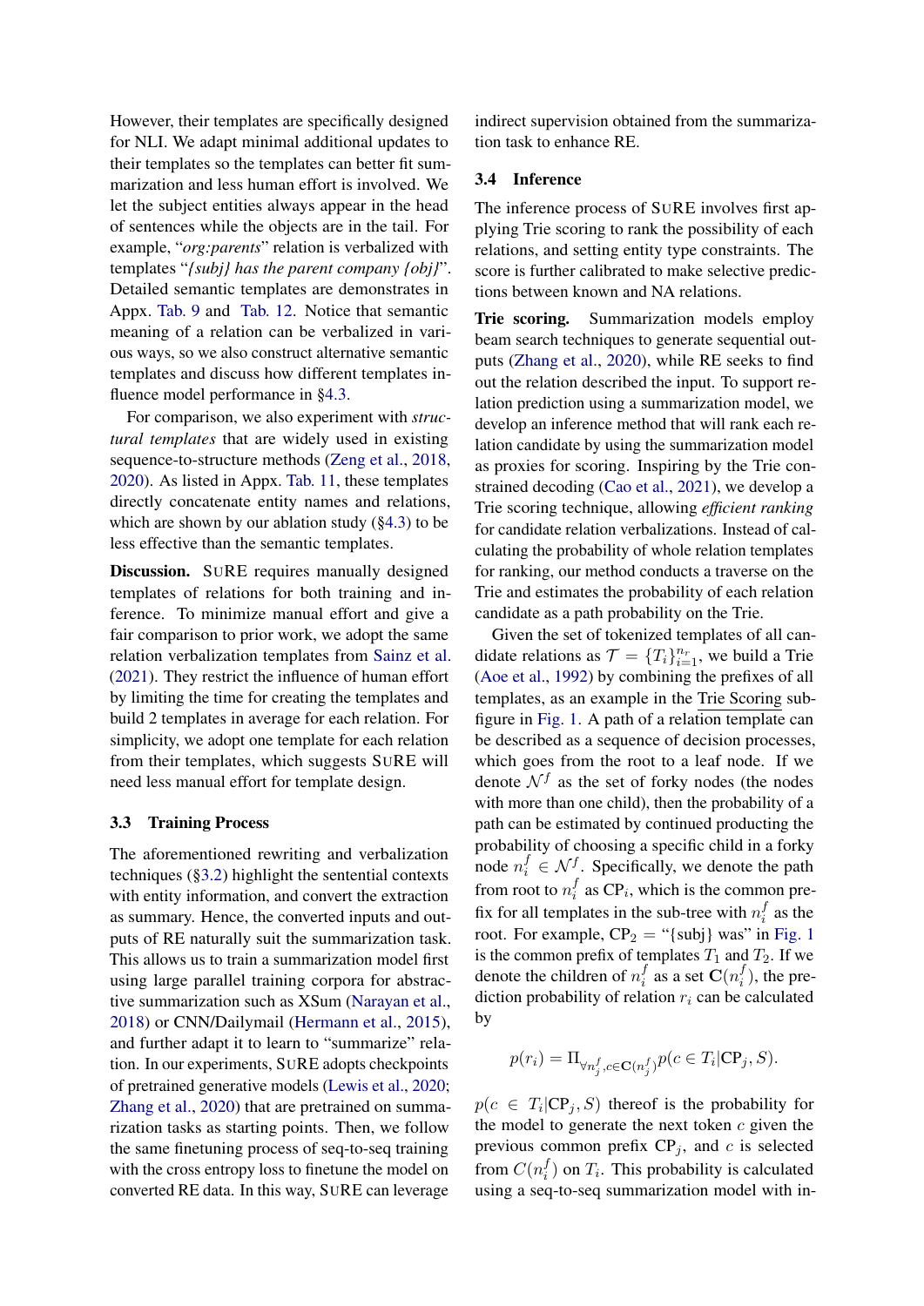However, their templates are specifically designed for NLI. We adapt minimal additional updates to their templates so the templates can better fit summarization and less human effort is involved. We let the subject entities always appear in the head of sentences while the objects are in the tail. For example, "*org:parents*" relation is verbalized with templates "*{subj} has the parent company {obj}*". Detailed semantic templates are demonstrates in Appx. Tab. 9 and Tab. 12. Notice that semantic meaning of a relation can be verbalized in various ways, so we also construct alternative semantic templates and discuss how different templates influence model performance in §4.3.

For comparison, we also experiment with *structural templates* that are widely used in existing sequence-to-structure methods (Zeng et al., 2018, 2020). As listed in Appx. Tab. 11, these templates directly concatenate entity names and relations, which are shown by our ablation study (§4.3) to be less effective than the semantic templates.

**Discussion.** SURE requires manually designed templates of relations for both training and inference. To minimize manual effort and give a fair comparison to prior work, we adopt the same relation verbalization templates from Sainz et al. (2021). They restrict the influence of human effort by limiting the time for creating the templates and build 2 templates in average for each relation. For simplicity, we adopt one template for each relation from their templates, which suggests SURE will need less manual effort for template design.

### 3.3 Training Process

The aforementioned rewriting and verbalization techniques (§3.2) highlight the sentential contexts with entity information, and convert the extraction as summary. Hence, the converted inputs and outputs of RE naturally suit the summarization task. This allows us to train a summarization model first using large parallel training corpora for abstractive summarization such as XSum (Narayan et al., 2018) or CNN/Dailymail (Hermann et al., 2015), and further adapt it to learn to "summarize" relation. In our experiments, SURE adopts checkpoints of pretrained generative models (Lewis et al., 2020; Zhang et al., 2020) that are pretrained on summarization tasks as starting points. Then, we follow the same finetuning process of seq-to-seq training with the cross entropy loss to finetune the model on converted RE data. In this way, SURE can leverage indirect supervision obtained from the summarization task to enhance RE.

### 3.4 Inference

The inference process of SURE involves first applying Trie scoring to rank the possibility of each relations, and setting entity type constraints. The score is further calibrated to make selective predictions between known and NA relations.

**Trie scoring.** Summarization models employ beam search techniques to generate sequential outputs (Zhang et al., 2020), while RE seeks to find out the relation described the input. To support relation prediction using a summarization model, we develop an inference method that will rank each relation candidate by using the summarization model as proxies for scoring. Inspiring by the Trie constrained decoding (Cao et al., 2021), we develop a Trie scoring technique, allowing *efficient ranking* for candidate relation verbalizations. Instead of calculating the probability of whole relation templates for ranking, our method conducts a traverse on the Trie and estimates the probability of each relation candidate as a path probability on the Trie.

Given the set of tokenized templates of all candidate relations as $\mathcal{T} = \{T_i\}_{i=1}^{n_r}$, we build a Trie (Aoe et al., 1992) by combining the prefixes of all templates, as an example in the Trie Scoring subfigure in Fig. 1. A path of a relation template can be described as a sequence of decision processes, which goes from the root to a leaf node. If we denote $\mathcal{N}^f$ as the set of forky nodes (the nodes with more than one child), then the probability of a path can be estimated by continued producting the probability of choosing a specific child in a forky node $n_i^f \in \mathcal{N}^f$. Specifically, we denote the path from root to $n_i^f$ as $\text{CP}_i$, which is the common prefix for all templates in the sub-tree with $n_i^f$ as the root. For example, $\text{CP}_2$ = "{subj} was" in Fig. 1 is the common prefix of templates $T_1$ and $T_2$. If we denote the children of $n_i^f$ as a set $\mathbf{C}(n_i^f)$, the prediction probability of relation $r_i$ can be calculated by

$$p(r_i) = \Pi_{\forall n_j^f, c \in \mathbf{C}(n_j^f)} p(c \in T_i | \text{CP}_j, S).$$

$p(c \in T_i | \text{CP}_j, S)$ thereof is the probability for the model to generate the next token $c$ given the previous common prefix $\text{CP}_j$, and $c$ is selected from $C(n_i^f)$ on $T_i$. This probability is calculated using a seq-to-seq summarization model with in-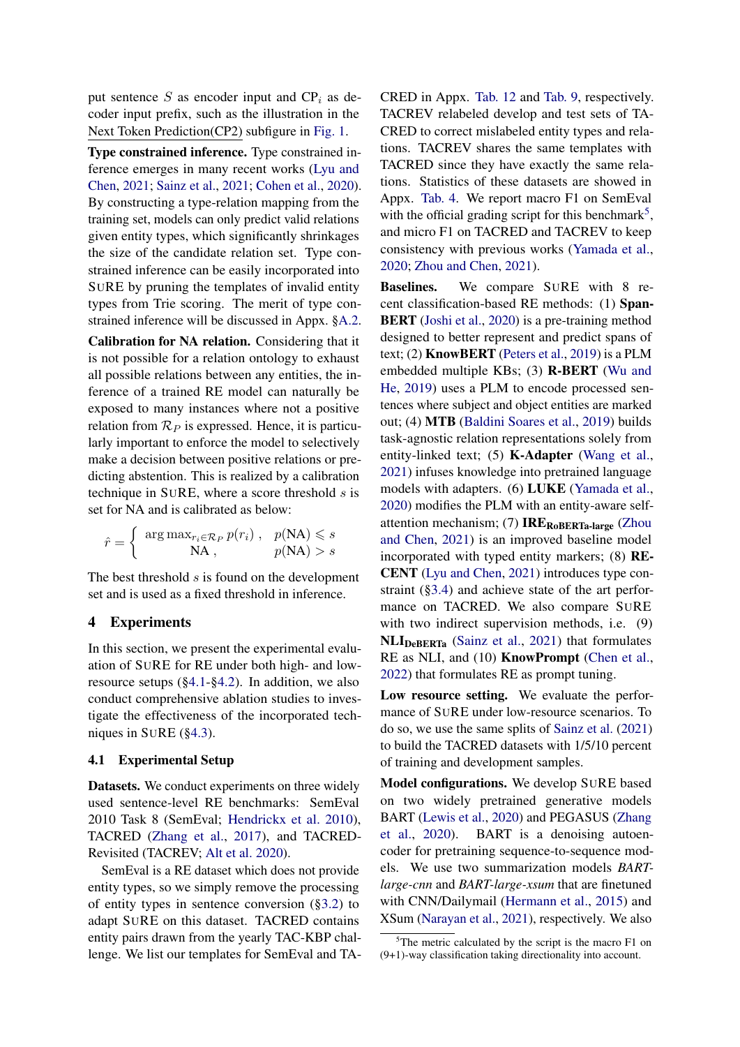put sentence $S$ as encoder input and $\text{CP}_i$ as decoder input prefix, such as the illustration in the Next Token Prediction(CP2) subfigure in Fig. 1.

**Type constrained inference.** Type constrained inference emerges in many recent works (Lyu and Chen, 2021; Sainz et al., 2021; Cohen et al., 2020). By constructing a type-relation mapping from the training set, models can only predict valid relations given entity types, which significantly shrinkages the size of the candidate relation set. Type constrained inference can be easily incorporated into SURE by pruning the templates of invalid entity types from Trie scoring. The merit of type constrained inference will be discussed in Appx. §A.2.

**Calibration for NA relation.** Considering that it is not possible for a relation ontology to exhaust all possible relations between any entities, the inference of a trained RE model can naturally be exposed to many instances where not a positive relation from $\mathcal{R}_P$ is expressed. Hence, it is particularly important to enforce the model to selectively make a decision between positive relations or predicting abstention. This is realized by a calibration technique in SURE, where a score threshold $s$ is set for NA and is calibrated as below:

$$\hat{r} = \begin{cases} \arg\max_{r_i \in \mathcal{R}_P} p(r_i) , & p(\text{NA}) \leqslant s \\ \text{NA} , & p(\text{NA}) > s \end{cases}$$

The best threshold $s$ is found on the development set and is used as a fixed threshold in inference.

## 4 Experiments

In this section, we present the experimental evaluation of SURE for RE under both high- and low-resource setups (§4.1-§4.2). In addition, we also conduct comprehensive ablation studies to investigate the effectiveness of the incorporated techniques in SURE (§4.3).

### 4.1 Experimental Setup

**Datasets.** We conduct experiments on three widely used sentence-level RE benchmarks: SemEval 2010 Task 8 (SemEval; Hendrickx et al. 2010), TACRED (Zhang et al., 2017), and TACRED-Revisited (TACREV; Alt et al. 2020).

SemEval is a RE dataset which does not provide entity types, so we simply remove the processing of entity types in sentence conversion (§3.2) to adapt SURE on this dataset. TACRED contains entity pairs drawn from the yearly TAC-KBP challenge. We list our templates for SemEval and TACRED in Appx. Tab. 12 and Tab. 9, respectively. TACREV relabeled develop and test sets of TACRED to correct mislabeled entity types and relations. TACREV shares the same templates with TACRED since they have exactly the same relations. Statistics of these datasets are showed in Appx. Tab. 4. We report macro F1 on SemEval with the official grading script for this benchmark[5], and micro F1 on TACRED and TACREV to keep consistency with previous works (Yamada et al., 2020; Zhou and Chen, 2021).

**Baselines.** We compare SURE with 8 recent classification-based RE methods: (1) **SpanBERT** (Joshi et al., 2020) is a pre-training method designed to better represent and predict spans of text; (2) **KnowBERT** (Peters et al., 2019) is a PLM embedded multiple KBs; (3) **R-BERT** (Wu and He, 2019) uses a PLM to encode processed sentences where subject and object entities are marked out; (4) **MTB** (Baldini Soares et al., 2019) builds task-agnostic relation representations solely from entity-linked text; (5) **K-Adapter** (Wang et al., 2021) infuses knowledge into pretrained language models with adapters. (6) **LUKE** (Yamada et al., 2020) modifies the PLM with an entity-aware self-attention mechanism; (7) **IRE$_{\text{RoBERTa-large}}$** (Zhou and Chen, 2021) is an improved baseline model incorporated with typed entity markers; (8) **RECENT** (Lyu and Chen, 2021) introduces type constraint (§3.4) and achieve state of the art performance on TACRED. We also compare SURE with two indirect supervision methods, i.e. (9) **NLI$_{\text{DeBERTa}}$** (Sainz et al., 2021) that formulates RE as NLI, and (10) **KnowPrompt** (Chen et al., 2022) that formulates RE as prompt tuning.

**Low resource setting.** We evaluate the performance of SURE under low-resource scenarios. To do so, we use the same splits of Sainz et al. (2021) to build the TACRED datasets with 1/5/10 percent of training and development samples.

**Model configurations.** We develop SURE based on two widely pretrained generative models BART (Lewis et al., 2020) and PEGASUS (Zhang et al., 2020). BART is a denoising autoencoder for pretraining sequence-to-sequence models. We use two summarization models *BART-large-cnn* and *BART-large-xsum* that are finetuned with CNN/Dailymail (Hermann et al., 2015) and XSum (Narayan et al., 2021), respectively. We also

[5]The metric calculated by the script is the macro F1 on (9+1)-way classification taking directionality into account.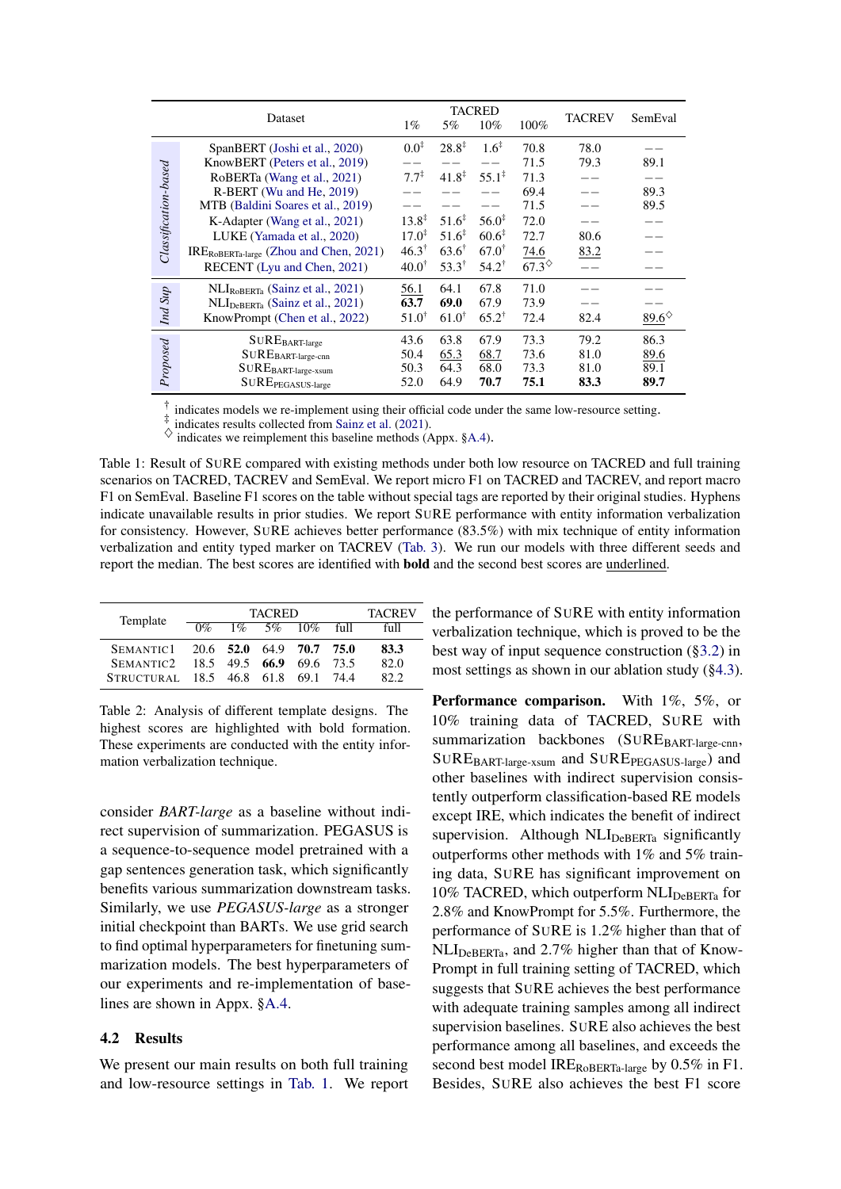| | Dataset | TACRED 1% | TACRED 5% | TACRED 10% | TACRED 100% | TACREV | SemEval |
|---|---|---|---|---|---|---|---|
| *Classification-based* | SpanBERT (Joshi et al., 2020) | 0.0‡ | 28.8‡ | 1.6‡ | 70.8 | 78.0 | −− |
| | KnowBERT (Peters et al., 2019) | −− | −− | −− | 71.5 | 79.3 | 89.1 |
| | RoBERTa (Wang et al., 2021) | 7.7‡ | 41.8‡ | 55.1‡ | 71.3 | −− | −− |
| | R-BERT (Wu and He, 2019) | −− | −− | −− | 69.4 | −− | 89.3 |
| | MTB (Baldini Soares et al., 2019) | −− | −− | −− | 71.5 | −− | 89.5 |
| | K-Adapter (Wang et al., 2021) | 13.8‡ | 51.6‡ | 56.0‡ | 72.0 | −− | −− |
| | LUKE (Yamada et al., 2020) | 17.0‡ | 51.6‡ | 60.6‡ | 72.7 | 80.6 | −− |
| | IRE$_{\text{RoBERTa-large}}$ (Zhou and Chen, 2021) | 46.3† | 63.6† | 67.0† | <u>74.6</u> | <u>83.2</u> | −− |
| | RECENT (Lyu and Chen, 2021) | 40.0† | 53.3† | 54.2† | 67.3◇ | −− | −− |
| *Ind Sup* | NLI$_{\text{RoBERTa}}$ (Sainz et al., 2021) | <u>56.1</u> | 64.1 | 67.8 | 71.0 | −− | −− |
| | NLI$_{\text{DeBERTa}}$ (Sainz et al., 2021) | **63.7** | **69.0** | 67.9 | 73.9 | −− | −− |
| | KnowPrompt (Chen et al., 2022) | 51.0† | 61.0† | 65.2† | 72.4 | 82.4 | <u>89.6</u>◇ |
| *Proposed* | SURE$_{\text{BART-large}}$ | 43.6 | 63.8 | 67.9 | 73.3 | 79.2 | 86.3 |
| | SURE$_{\text{BART-large-cnn}}$ | 50.4 | <u>65.3</u> | <u>68.7</u> | 73.6 | 81.0 | <u>89.6</u> |
| | SURE$_{\text{BART-large-xsum}}$ | 50.3 | 64.3 | 68.0 | 73.3 | 81.0 | 89.1 |
| | SURE$_{\text{PEGASUS-large}}$ | 52.0 | 64.9 | **70.7** | **75.1** | **83.3** | **89.7** |

† indicates models we re-implement using their official code under the same low-resource setting.
‡ indicates results collected from Sainz et al. (2021).
◇ indicates we reimplement this baseline methods (Appx. §A.4).

Table 1: Result of SURE compared with existing methods under both low resource on TACRED and full training scenarios on TACRED, TACREV and SemEval. We report micro F1 on TACRED and TACREV, and report macro F1 on SemEval. Baseline F1 scores on the table without special tags are reported by their original studies. Hyphens indicate unavailable results in prior studies. We report SURE performance with entity information verbalization for consistency. However, SURE achieves better performance (83.5%) with mix technique of entity information verbalization and entity typed marker on TACREV (Tab. 3). We run our models with three different seeds and report the median. The best scores are identified with **bold** and the second best scores are <u>underlined</u>.

| Template | TACRED 0% | TACRED 1% | TACRED 5% | TACRED 10% | TACRED full | TACREV full |
|---|---|---|---|---|---|---|
| SEMANTIC1 | 20.6 | **52.0** | 64.9 | **70.7** | **75.0** | **83.3** |
| SEMANTIC2 | 18.5 | 49.5 | **66.9** | 69.6 | 73.5 | 82.0 |
| STRUCTURAL | 18.5 | 46.8 | 61.8 | 69.1 | 74.4 | 82.2 |

Table 2: Analysis of different template designs. The highest scores are highlighted with bold formation. These experiments are conducted with the entity information verbalization technique.

consider *BART-large* as a baseline without indirect supervision of summarization. PEGASUS is a sequence-to-sequence model pretrained with a gap sentences generation task, which significantly benefits various summarization downstream tasks. Similarly, we use *PEGASUS-large* as a stronger initial checkpoint than BARTs. We use grid search to find optimal hyperparameters for finetuning summarization models. The best hyperparameters of our experiments and re-implementation of baselines are shown in Appx. §A.4.

## 4.2 Results

We present our main results on both full training and low-resource settings in Tab. 1. We report the performance of SURE with entity information verbalization technique, which is proved to be the best way of input sequence construction (§3.2) in most settings as shown in our ablation study (§4.3).

**Performance comparison.** With 1%, 5%, or 10% training data of TACRED, SURE with summarization backbones (SURE$_{\text{BART-large-cnn}}$, SURE$_{\text{BART-large-xsum}}$ and SURE$_{\text{PEGASUS-large}}$) and other baselines with indirect supervision consistently outperform classification-based RE models except IRE, which indicates the benefit of indirect supervision. Although NLI$_{\text{DeBERTa}}$ significantly outperforms other methods with 1% and 5% training data, SURE has significant improvement on 10% TACRED, which outperform NLI$_{\text{DeBERTa}}$ for 2.8% and KnowPrompt for 5.5%. Furthermore, the performance of SURE is 1.2% higher than that of NLI$_{\text{DeBERTa}}$, and 2.7% higher than that of KnowPrompt in full training setting of TACRED, which suggests that SURE achieves the best performance with adequate training samples among all indirect supervision baselines. SURE also achieves the best performance among all baselines, and exceeds the second best model IRE$_{\text{RoBERTa-large}}$ by 0.5% in F1. Besides, SURE also achieves the best F1 score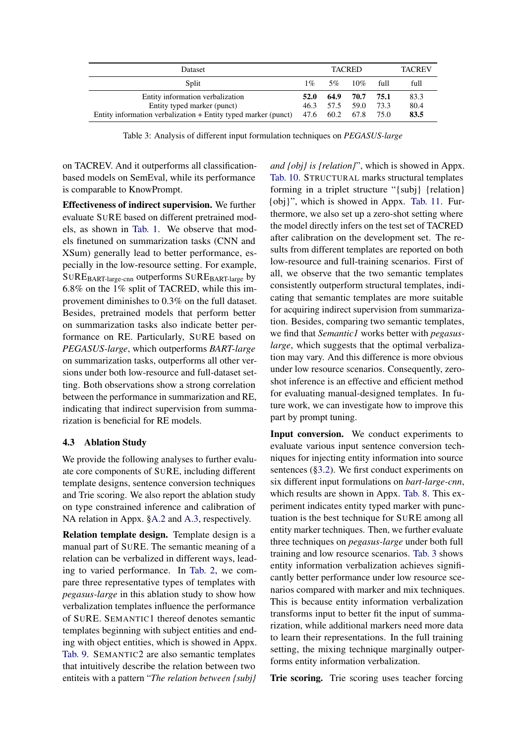| Dataset | TACRED | | | | TACREV |
|---|---|---|---|---|---|
| Split | 1% | 5% | 10% | full | full |
| Entity information verbalization | **52.0** | **64.9** | **70.7** | **75.1** | 83.3 |
| Entity typed marker (punct) | 46.3 | 57.5 | 59.0 | 73.3 | 80.4 |
| Entity information verbalization + Entity typed marker (punct) | 47.6 | 60.2 | 67.8 | 75.0 | **83.5** |

Table 3: Analysis of different input formulation techniques on *PEGASUS-large*

on TACREV. And it outperforms all classification-based models on SemEval, while its performance is comparable to KnowPrompt.

**Effectiveness of indirect supervision.** We further evaluate SURE based on different pretrained models, as shown in Tab. 1. We observe that models finetuned on summarization tasks (CNN and XSum) generally lead to better performance, especially in the low-resource setting. For example, $\text{SURE}_{\text{BART-large-cnn}}$ outperforms $\text{SURE}_{\text{BART-large}}$ by 6.8% on the 1% split of TACRED, while this improvement diminishes to 0.3% on the full dataset. Besides, pretrained models that perform better on summarization tasks also indicate better performance on RE. Particularly, SURE based on *PEGASUS-large*, which outperforms *BART-large* on summarization tasks, outperforms all other versions under both low-resource and full-dataset setting. Both observations show a strong correlation between the performance in summarization and RE, indicating that indirect supervision from summarization is beneficial for RE models.

### 4.3 Ablation Study

We provide the following analyses to further evaluate core components of SURE, including different template designs, sentence conversion techniques and Trie scoring. We also report the ablation study on type constrained inference and calibration of NA relation in Appx. §A.2 and A.3, respectively.

**Relation template design.** Template design is a manual part of SURE. The semantic meaning of a relation can be verbalized in different ways, leading to varied performance. In Tab. 2, we compare three representative types of templates with *pegasus-large* in this ablation study to show how verbalization templates influence the performance of SURE. SEMANTIC1 thereof denotes semantic templates beginning with subject entities and ending with object entities, which is showed in Appx. Tab. 9. SEMANTIC2 are also semantic templates that intuitively describe the relation between two entiteis with a pattern "*The relation between {subj} and {obj} is {relation}*", which is showed in Appx. Tab. 10. STRUCTURAL marks structural templates forming in a triplet structure "{subj} {relation} {obj}", which is showed in Appx. Tab. 11. Furthermore, we also set up a zero-shot setting where the model directly infers on the test set of TACRED after calibration on the development set. The results from different templates are reported on both low-resource and full-training scenarios. First of all, we observe that the two semantic templates consistently outperform structural templates, indicating that semantic templates are more suitable for acquiring indirect supervision from summarization. Besides, comparing two semantic templates, we find that *Semantic1* works better with *pegasus-large*, which suggests that the optimal verbalization may vary. And this difference is more obvious under low resource scenarios. Consequently, zero-shot inference is an effective and efficient method for evaluating manual-designed templates. In future work, we can investigate how to improve this part by prompt tuning.

**Input conversion.** We conduct experiments to evaluate various input sentence conversion techniques for injecting entity information into source sentences (§3.2). We first conduct experiments on six different input formulations on *bart-large-cnn*, which results are shown in Appx. Tab. 8. This experiment indicates entity typed marker with punctuation is the best technique for SURE among all entity marker techniques. Then, we further evaluate three techniques on *pegasus-large* under both full training and low resource scenarios. Tab. 3 shows entity information verbalization achieves significantly better performance under low resource scenarios compared with marker and mix techniques. This is because entity information verbalization transforms input to better fit the input of summarization, while additional markers need more data to learn their representations. In the full training setting, the mixing technique marginally outperforms entity information verbalization.

**Trie scoring.** Trie scoring uses teacher forcing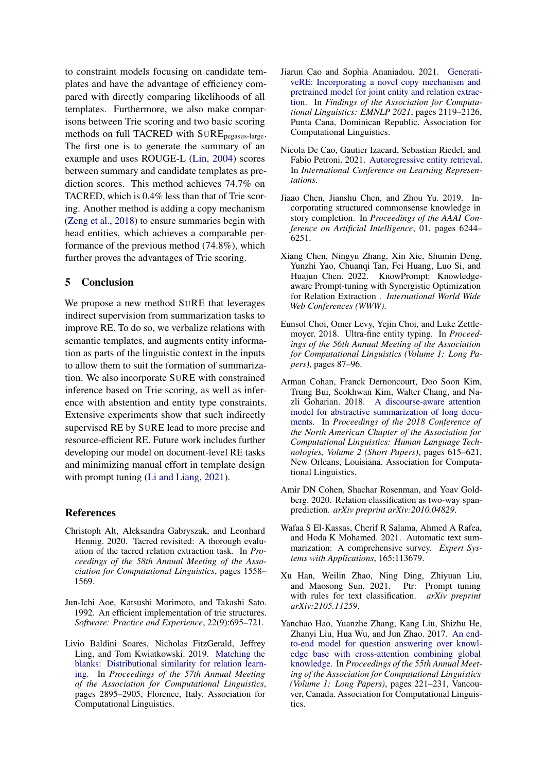to constraint models focusing on candidate templates and have the advantage of efficiency compared with directly comparing likelihoods of all templates. Furthermore, we also make comparisons between Trie scoring and two basic scoring methods on full TACRED with SuRE$_{\text{pegasus-large}}$. The first one is to generate the summary of an example and uses ROUGE-L (Lin, 2004) scores between summary and candidate templates as prediction scores. This method achieves 74.7% on TACRED, which is 0.4% less than that of Trie scoring. Another method is adding a copy mechanism (Zeng et al., 2018) to ensure summaries begin with head entities, which achieves a comparable performance of the previous method (74.8%), which further proves the advantages of Trie scoring.

## 5 Conclusion

We propose a new method SuRE that leverages indirect supervision from summarization tasks to improve RE. To do so, we verbalize relations with semantic templates, and augments entity information as parts of the linguistic context in the inputs to allow them to suit the formation of summarization. We also incorporate SuRE with constrained inference based on Trie scoring, as well as inference with abstention and entity type constraints. Extensive experiments show that such indirectly supervised RE by SuRE lead to more precise and resource-efficient RE. Future work includes further developing our model on document-level RE tasks and minimizing manual effort in template design with prompt tuning (Li and Liang, 2021).

## References

Christoph Alt, Aleksandra Gabryszak, and Leonhard Hennig. 2020. Tacred revisited: A thorough evaluation of the tacred relation extraction task. In *Proceedings of the 58th Annual Meeting of the Association for Computational Linguistics*, pages 1558–1569.

Jun-Ichi Aoe, Katsushi Morimoto, and Takashi Sato. 1992. An efficient implementation of trie structures. *Software: Practice and Experience*, 22(9):695–721.

Livio Baldini Soares, Nicholas FitzGerald, Jeffrey Ling, and Tom Kwiatkowski. 2019. Matching the blanks: Distributional similarity for relation learning. In *Proceedings of the 57th Annual Meeting of the Association for Computational Linguistics*, pages 2895–2905, Florence, Italy. Association for Computational Linguistics.

Jiarun Cao and Sophia Ananiadou. 2021. GenerativeRE: Incorporating a novel copy mechanism and pretrained model for joint entity and relation extraction. In *Findings of the Association for Computational Linguistics: EMNLP 2021*, pages 2119–2126, Punta Cana, Dominican Republic. Association for Computational Linguistics.

Nicola De Cao, Gautier Izacard, Sebastian Riedel, and Fabio Petroni. 2021. Autoregressive entity retrieval. In *International Conference on Learning Representations*.

Jiaao Chen, Jianshu Chen, and Zhou Yu. 2019. Incorporating structured commonsense knowledge in story completion. In *Proceedings of the AAAI Conference on Artificial Intelligence*, 01, pages 6244–6251.

Xiang Chen, Ningyu Zhang, Xin Xie, Shumin Deng, Yunzhi Yao, Chuanqi Tan, Fei Huang, Luo Si, and Huajun Chen. 2022. KnowPrompt: Knowledge-aware Prompt-tuning with Synergistic Optimization for Relation Extraction . *International World Wide Web Conferences (WWW)*.

Eunsol Choi, Omer Levy, Yejin Choi, and Luke Zettlemoyer. 2018. Ultra-fine entity typing. In *Proceedings of the 56th Annual Meeting of the Association for Computational Linguistics (Volume 1: Long Papers)*, pages 87–96.

Arman Cohan, Franck Dernoncourt, Doo Soon Kim, Trung Bui, Seokhwan Kim, Walter Chang, and Nazli Goharian. 2018. A discourse-aware attention model for abstractive summarization of long documents. In *Proceedings of the 2018 Conference of the North American Chapter of the Association for Computational Linguistics: Human Language Technologies, Volume 2 (Short Papers)*, pages 615–621, New Orleans, Louisiana. Association for Computational Linguistics.

Amir DN Cohen, Shachar Rosenman, and Yoav Goldberg. 2020. Relation classification as two-way span-prediction. *arXiv preprint arXiv:2010.04829*.

Wafaa S El-Kassas, Cherif R Salama, Ahmed A Rafea, and Hoda K Mohamed. 2021. Automatic text summarization: A comprehensive survey. *Expert Systems with Applications*, 165:113679.

Xu Han, Weilin Zhao, Ning Ding, Zhiyuan Liu, and Maosong Sun. 2021. Ptr: Prompt tuning with rules for text classification. *arXiv preprint arXiv:2105.11259*.

Yanchao Hao, Yuanzhe Zhang, Kang Liu, Shizhu He, Zhanyi Liu, Hua Wu, and Jun Zhao. 2017. An end-to-end model for question answering over knowledge base with cross-attention combining global knowledge. In *Proceedings of the 55th Annual Meeting of the Association for Computational Linguistics (Volume 1: Long Papers)*, pages 221–231, Vancouver, Canada. Association for Computational Linguistics.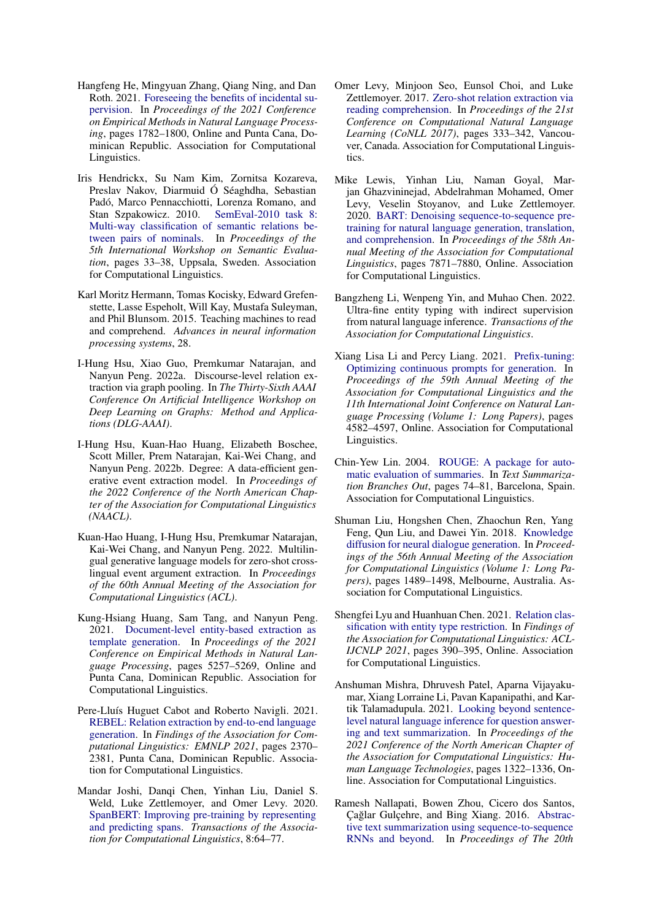Hangfeng He, Mingyuan Zhang, Qiang Ning, and Dan Roth. 2021. Foreseeing the benefits of incidental supervision. In *Proceedings of the 2021 Conference on Empirical Methods in Natural Language Processing*, pages 1782–1800, Online and Punta Cana, Dominican Republic. Association for Computational Linguistics.

Iris Hendrickx, Su Nam Kim, Zornitsa Kozareva, Preslav Nakov, Diarmuid Ó Séaghdha, Sebastian Padó, Marco Pennacchiotti, Lorenza Romano, and Stan Szpakowicz. 2010. SemEval-2010 task 8: Multi-way classification of semantic relations between pairs of nominals. In *Proceedings of the 5th International Workshop on Semantic Evaluation*, pages 33–38, Uppsala, Sweden. Association for Computational Linguistics.

Karl Moritz Hermann, Tomas Kocisky, Edward Grefenstette, Lasse Espeholt, Will Kay, Mustafa Suleyman, and Phil Blunsom. 2015. Teaching machines to read and comprehend. *Advances in neural information processing systems*, 28.

I-Hung Hsu, Xiao Guo, Premkumar Natarajan, and Nanyun Peng. 2022a. Discourse-level relation extraction via graph pooling. In *The Thirty-Sixth AAAI Conference On Artificial Intelligence Workshop on Deep Learning on Graphs: Method and Applications (DLG-AAAI)*.

I-Hung Hsu, Kuan-Hao Huang, Elizabeth Boschee, Scott Miller, Prem Natarajan, Kai-Wei Chang, and Nanyun Peng. 2022b. Degree: A data-efficient generative event extraction model. In *Proceedings of the 2022 Conference of the North American Chapter of the Association for Computational Linguistics (NAACL)*.

Kuan-Hao Huang, I-Hung Hsu, Premkumar Natarajan, Kai-Wei Chang, and Nanyun Peng. 2022. Multilingual generative language models for zero-shot cross-lingual event argument extraction. In *Proceedings of the 60th Annual Meeting of the Association for Computational Linguistics (ACL)*.

Kung-Hsiang Huang, Sam Tang, and Nanyun Peng. 2021. Document-level entity-based extraction as template generation. In *Proceedings of the 2021 Conference on Empirical Methods in Natural Language Processing*, pages 5257–5269, Online and Punta Cana, Dominican Republic. Association for Computational Linguistics.

Pere-Lluís Huguet Cabot and Roberto Navigli. 2021. REBEL: Relation extraction by end-to-end language generation. In *Findings of the Association for Computational Linguistics: EMNLP 2021*, pages 2370–2381, Punta Cana, Dominican Republic. Association for Computational Linguistics.

Mandar Joshi, Danqi Chen, Yinhan Liu, Daniel S. Weld, Luke Zettlemoyer, and Omer Levy. 2020. SpanBERT: Improving pre-training by representing and predicting spans. *Transactions of the Association for Computational Linguistics*, 8:64–77.

Omer Levy, Minjoon Seo, Eunsol Choi, and Luke Zettlemoyer. 2017. Zero-shot relation extraction via reading comprehension. In *Proceedings of the 21st Conference on Computational Natural Language Learning (CoNLL 2017)*, pages 333–342, Vancouver, Canada. Association for Computational Linguistics.

Mike Lewis, Yinhan Liu, Naman Goyal, Marjan Ghazvininejad, Abdelrahman Mohamed, Omer Levy, Veselin Stoyanov, and Luke Zettlemoyer. 2020. BART: Denoising sequence-to-sequence pretraining for natural language generation, translation, and comprehension. In *Proceedings of the 58th Annual Meeting of the Association for Computational Linguistics*, pages 7871–7880, Online. Association for Computational Linguistics.

Bangzheng Li, Wenpeng Yin, and Muhao Chen. 2022. Ultra-fine entity typing with indirect supervision from natural language inference. *Transactions of the Association for Computational Linguistics*.

Xiang Lisa Li and Percy Liang. 2021. Prefix-tuning: Optimizing continuous prompts for generation. In *Proceedings of the 59th Annual Meeting of the Association for Computational Linguistics and the 11th International Joint Conference on Natural Language Processing (Volume 1: Long Papers)*, pages 4582–4597, Online. Association for Computational Linguistics.

Chin-Yew Lin. 2004. ROUGE: A package for automatic evaluation of summaries. In *Text Summarization Branches Out*, pages 74–81, Barcelona, Spain. Association for Computational Linguistics.

Shuman Liu, Hongshen Chen, Zhaochun Ren, Yang Feng, Qun Liu, and Dawei Yin. 2018. Knowledge diffusion for neural dialogue generation. In *Proceedings of the 56th Annual Meeting of the Association for Computational Linguistics (Volume 1: Long Papers)*, pages 1489–1498, Melbourne, Australia. Association for Computational Linguistics.

Shengfei Lyu and Huanhuan Chen. 2021. Relation classification with entity type restriction. In *Findings of the Association for Computational Linguistics: ACL-IJCNLP 2021*, pages 390–395, Online. Association for Computational Linguistics.

Anshuman Mishra, Dhruvesh Patel, Aparna Vijayakumar, Xiang Lorraine Li, Pavan Kapanipathi, and Kartik Talamadupula. 2021. Looking beyond sentence-level natural language inference for question answering and text summarization. In *Proceedings of the 2021 Conference of the North American Chapter of the Association for Computational Linguistics: Human Language Technologies*, pages 1322–1336, Online. Association for Computational Linguistics.

Ramesh Nallapati, Bowen Zhou, Cicero dos Santos, Çağlar Gulçehre, and Bing Xiang. 2016. Abstractive text summarization using sequence-to-sequence RNNs and beyond. In *Proceedings of The 20th*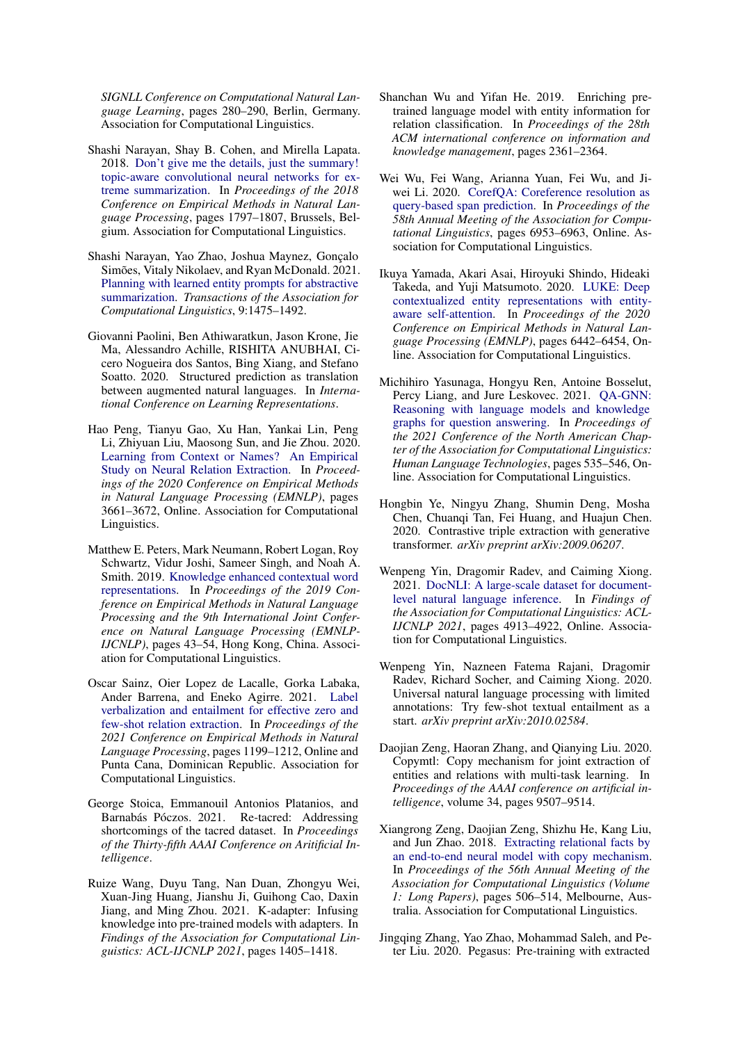*SIGNLL Conference on Computational Natural Language Learning*, pages 280–290, Berlin, Germany. Association for Computational Linguistics.

Shashi Narayan, Shay B. Cohen, and Mirella Lapata. 2018. Don't give me the details, just the summary! topic-aware convolutional neural networks for extreme summarization. In *Proceedings of the 2018 Conference on Empirical Methods in Natural Language Processing*, pages 1797–1807, Brussels, Belgium. Association for Computational Linguistics.

Shashi Narayan, Yao Zhao, Joshua Maynez, Gonçalo Simões, Vitaly Nikolaev, and Ryan McDonald. 2021. Planning with learned entity prompts for abstractive summarization. *Transactions of the Association for Computational Linguistics*, 9:1475–1492.

Giovanni Paolini, Ben Athiwaratkun, Jason Krone, Jie Ma, Alessandro Achille, RISHITA ANUBHAI, Cicero Nogueira dos Santos, Bing Xiang, and Stefano Soatto. 2020. Structured prediction as translation between augmented natural languages. In *International Conference on Learning Representations*.

Hao Peng, Tianyu Gao, Xu Han, Yankai Lin, Peng Li, Zhiyuan Liu, Maosong Sun, and Jie Zhou. 2020. Learning from Context or Names? An Empirical Study on Neural Relation Extraction. In *Proceedings of the 2020 Conference on Empirical Methods in Natural Language Processing (EMNLP)*, pages 3661–3672, Online. Association for Computational Linguistics.

Matthew E. Peters, Mark Neumann, Robert Logan, Roy Schwartz, Vidur Joshi, Sameer Singh, and Noah A. Smith. 2019. Knowledge enhanced contextual word representations. In *Proceedings of the 2019 Conference on Empirical Methods in Natural Language Processing and the 9th International Joint Conference on Natural Language Processing (EMNLP-IJCNLP)*, pages 43–54, Hong Kong, China. Association for Computational Linguistics.

Oscar Sainz, Oier Lopez de Lacalle, Gorka Labaka, Ander Barrena, and Eneko Agirre. 2021. Label verbalization and entailment for effective zero and few-shot relation extraction. In *Proceedings of the 2021 Conference on Empirical Methods in Natural Language Processing*, pages 1199–1212, Online and Punta Cana, Dominican Republic. Association for Computational Linguistics.

George Stoica, Emmanouil Antonios Platanios, and Barnabás Póczos. 2021. Re-tacred: Addressing shortcomings of the tacred dataset. In *Proceedings of the Thirty-fifth AAAI Conference on Aritificial Intelligence*.

Ruize Wang, Duyu Tang, Nan Duan, Zhongyu Wei, Xuan-Jing Huang, Jianshu Ji, Guihong Cao, Daxin Jiang, and Ming Zhou. 2021. K-adapter: Infusing knowledge into pre-trained models with adapters. In *Findings of the Association for Computational Linguistics: ACL-IJCNLP 2021*, pages 1405–1418.

Shanchan Wu and Yifan He. 2019. Enriching pre-trained language model with entity information for relation classification. In *Proceedings of the 28th ACM international conference on information and knowledge management*, pages 2361–2364.

Wei Wu, Fei Wang, Arianna Yuan, Fei Wu, and Jiwei Li. 2020. CorefQA: Coreference resolution as query-based span prediction. In *Proceedings of the 58th Annual Meeting of the Association for Computational Linguistics*, pages 6953–6963, Online. Association for Computational Linguistics.

Ikuya Yamada, Akari Asai, Hiroyuki Shindo, Hideaki Takeda, and Yuji Matsumoto. 2020. LUKE: Deep contextualized entity representations with entity-aware self-attention. In *Proceedings of the 2020 Conference on Empirical Methods in Natural Language Processing (EMNLP)*, pages 6442–6454, Online. Association for Computational Linguistics.

Michihiro Yasunaga, Hongyu Ren, Antoine Bosselut, Percy Liang, and Jure Leskovec. 2021. QA-GNN: Reasoning with language models and knowledge graphs for question answering. In *Proceedings of the 2021 Conference of the North American Chapter of the Association for Computational Linguistics: Human Language Technologies*, pages 535–546, Online. Association for Computational Linguistics.

Hongbin Ye, Ningyu Zhang, Shumin Deng, Mosha Chen, Chuanqi Tan, Fei Huang, and Huajun Chen. 2020. Contrastive triple extraction with generative transformer. *arXiv preprint arXiv:2009.06207*.

Wenpeng Yin, Dragomir Radev, and Caiming Xiong. 2021. DocNLI: A large-scale dataset for document-level natural language inference. In *Findings of the Association for Computational Linguistics: ACL-IJCNLP 2021*, pages 4913–4922, Online. Association for Computational Linguistics.

Wenpeng Yin, Nazneen Fatema Rajani, Dragomir Radev, Richard Socher, and Caiming Xiong. 2020. Universal natural language processing with limited annotations: Try few-shot textual entailment as a start. *arXiv preprint arXiv:2010.02584*.

Daojian Zeng, Haoran Zhang, and Qianying Liu. 2020. Copymtl: Copy mechanism for joint extraction of entities and relations with multi-task learning. In *Proceedings of the AAAI conference on artificial intelligence*, volume 34, pages 9507–9514.

Xiangrong Zeng, Daojian Zeng, Shizhu He, Kang Liu, and Jun Zhao. 2018. Extracting relational facts by an end-to-end neural model with copy mechanism. In *Proceedings of the 56th Annual Meeting of the Association for Computational Linguistics (Volume 1: Long Papers)*, pages 506–514, Melbourne, Australia. Association for Computational Linguistics.

Jingqing Zhang, Yao Zhao, Mohammad Saleh, and Peter Liu. 2020. Pegasus: Pre-training with extracted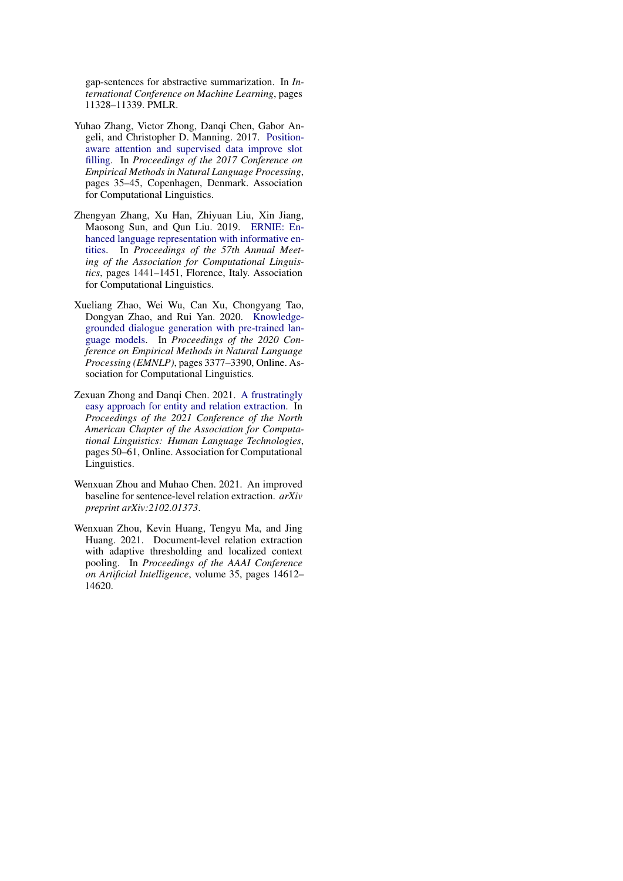gap-sentences for abstractive summarization. In *International Conference on Machine Learning*, pages 11328–11339. PMLR.

Yuhao Zhang, Victor Zhong, Danqi Chen, Gabor Angeli, and Christopher D. Manning. 2017. Position-aware attention and supervised data improve slot filling. In *Proceedings of the 2017 Conference on Empirical Methods in Natural Language Processing*, pages 35–45, Copenhagen, Denmark. Association for Computational Linguistics.

Zhengyan Zhang, Xu Han, Zhiyuan Liu, Xin Jiang, Maosong Sun, and Qun Liu. 2019. ERNIE: Enhanced language representation with informative entities. In *Proceedings of the 57th Annual Meeting of the Association for Computational Linguistics*, pages 1441–1451, Florence, Italy. Association for Computational Linguistics.

Xueliang Zhao, Wei Wu, Can Xu, Chongyang Tao, Dongyan Zhao, and Rui Yan. 2020. Knowledge-grounded dialogue generation with pre-trained language models. In *Proceedings of the 2020 Conference on Empirical Methods in Natural Language Processing (EMNLP)*, pages 3377–3390, Online. Association for Computational Linguistics.

Zexuan Zhong and Danqi Chen. 2021. A frustratingly easy approach for entity and relation extraction. In *Proceedings of the 2021 Conference of the North American Chapter of the Association for Computational Linguistics: Human Language Technologies*, pages 50–61, Online. Association for Computational Linguistics.

Wenxuan Zhou and Muhao Chen. 2021. An improved baseline for sentence-level relation extraction. *arXiv preprint arXiv:2102.01373*.

Wenxuan Zhou, Kevin Huang, Tengyu Ma, and Jing Huang. 2021. Document-level relation extraction with adaptive thresholding and localized context pooling. In *Proceedings of the AAAI Conference on Artificial Intelligence*, volume 35, pages 14612–14620.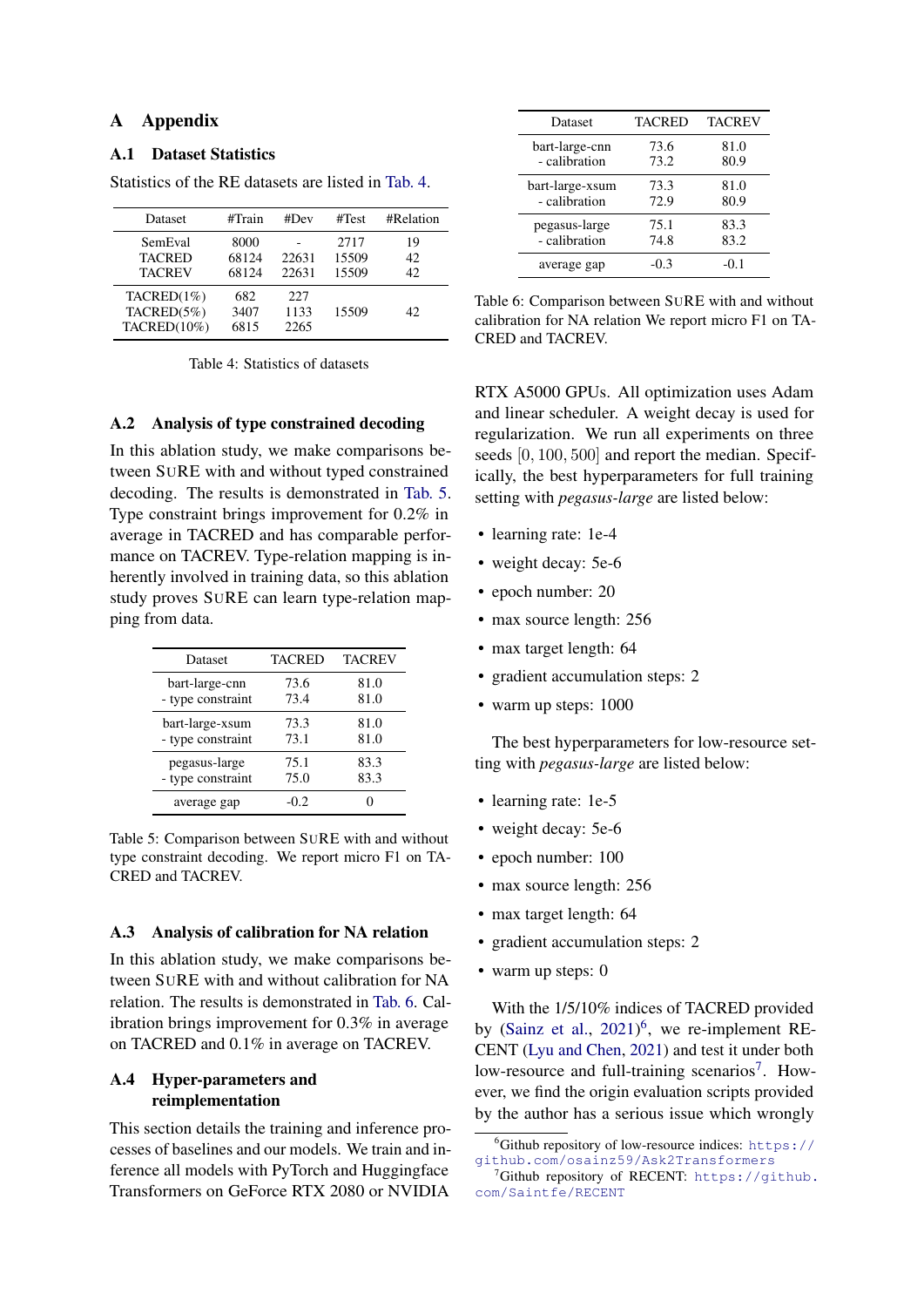## A Appendix

### A.1 Dataset Statistics

Statistics of the RE datasets are listed in Tab. 4.

| Dataset | #Train | #Dev | #Test | #Relation |
|---|---|---|---|---|
| SemEval | 8000 | - | 2717 | 19 |
| TACRED | 68124 | 22631 | 15509 | 42 |
| TACREV | 68124 | 22631 | 15509 | 42 |
| TACRED(1%) | 682 | 227 | 15509 | 42 |
| TACRED(5%) | 3407 | 1133 | | |
| TACRED(10%) | 6815 | 2265 | | |

Table 4: Statistics of datasets

### A.2 Analysis of type constrained decoding

In this ablation study, we make comparisons between SURE with and without typed constrained decoding. The results is demonstrated in Tab. 5. Type constraint brings improvement for 0.2% in average in TACRED and has comparable performance on TACREV. Type-relation mapping is inherently involved in training data, so this ablation study proves SURE can learn type-relation mapping from data.

| Dataset | TACRED | TACREV |
|---|---|---|
| bart-large-cnn | 73.6 | 81.0 |
| - type constraint | 73.4 | 81.0 |
| bart-large-xsum | 73.3 | 81.0 |
| - type constraint | 73.1 | 81.0 |
| pegasus-large | 75.1 | 83.3 |
| - type constraint | 75.0 | 83.3 |
| average gap | -0.2 | 0 |

Table 5: Comparison between SURE with and without type constraint decoding. We report micro F1 on TACRED and TACREV.

### A.3 Analysis of calibration for NA relation

In this ablation study, we make comparisons between SURE with and without calibration for NA relation. The results is demonstrated in Tab. 6. Calibration brings improvement for 0.3% in average on TACRED and 0.1% in average on TACREV.

| Dataset | TACRED | TACREV |
|---|---|---|
| bart-large-cnn | 73.6 | 81.0 |
| - calibration | 73.2 | 80.9 |
| bart-large-xsum | 73.3 | 81.0 |
| - calibration | 72.9 | 80.9 |
| pegasus-large | 75.1 | 83.3 |
| - calibration | 74.8 | 83.2 |
| average gap | -0.3 | -0.1 |

Table 6: Comparison between SURE with and without calibration for NA relation We report micro F1 on TACRED and TACREV.

### A.4 Hyper-parameters and reimplementation

This section details the training and inference processes of baselines and our models. We train and inference all models with PyTorch and Huggingface Transformers on GeForce RTX 2080 or NVIDIA RTX A5000 GPUs. All optimization uses Adam and linear scheduler. A weight decay is used for regularization. We run all experiments on three seeds $[0, 100, 500]$ and report the median. Specifically, the best hyperparameters for full training setting with *pegasus-large* are listed below:

- learning rate: 1e-4
- weight decay: 5e-6
- epoch number: 20
- max source length: 256
- max target length: 64
- gradient accumulation steps: 2
- warm up steps: 1000

The best hyperparameters for low-resource setting with *pegasus-large* are listed below:

- learning rate: 1e-5
- weight decay: 5e-6
- epoch number: 100
- max source length: 256
- max target length: 64
- gradient accumulation steps: 2
- warm up steps: 0

With the 1/5/10% indices of TACRED provided by (Sainz et al., 2021)[6], we re-implement RECENT (Lyu and Chen, 2021) and test it under both low-resource and full-training scenarios[7]. However, we find the origin evaluation scripts provided by the author has a serious issue which wrongly

[6]Github repository of low-resource indices: https://github.com/osainz59/Ask2Transformers

[7]Github repository of RECENT: https://github.com/Saintfe/RECENT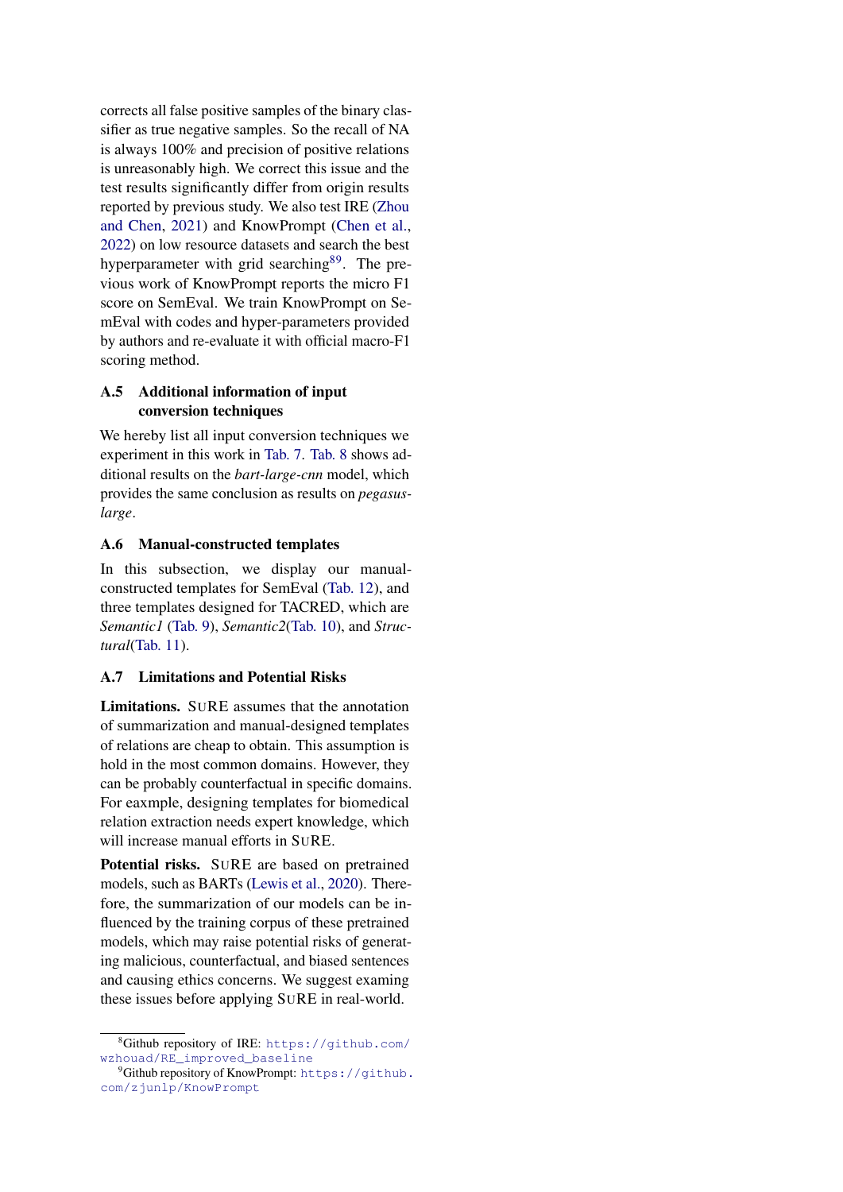corrects all false positive samples of the binary classifier as true negative samples. So the recall of NA is always 100% and precision of positive relations is unreasonably high. We correct this issue and the test results significantly differ from origin results reported by previous study. We also test IRE (Zhou and Chen, 2021) and KnowPrompt (Chen et al., 2022) on low resource datasets and search the best hyperparameter with grid searching[8,9]. The previous work of KnowPrompt reports the micro F1 score on SemEval. We train KnowPrompt on SemEval with codes and hyper-parameters provided by authors and re-evaluate it with official macro-F1 scoring method.

### A.5 Additional information of input conversion techniques

We hereby list all input conversion techniques we experiment in this work in Tab. 7. Tab. 8 shows additional results on the *bart-large-cnn* model, which provides the same conclusion as results on *pegasus-large*.

### A.6 Manual-constructed templates

In this subsection, we display our manual-constructed templates for SemEval (Tab. 12), and three templates designed for TACRED, which are *Semantic1* (Tab. 9), *Semantic2*(Tab. 10), and *Structural*(Tab. 11).

### A.7 Limitations and Potential Risks

**Limitations.** SURE assumes that the annotation of summarization and manual-designed templates of relations are cheap to obtain. This assumption is hold in the most common domains. However, they can be probably counterfactual in specific domains. For eaxmple, designing templates for biomedical relation extraction needs expert knowledge, which will increase manual efforts in SURE.

**Potential risks.** SURE are based on pretrained models, such as BARTs (Lewis et al., 2020). Therefore, the summarization of our models can be influenced by the training corpus of these pretrained models, which may raise potential risks of generating malicious, counterfactual, and biased sentences and causing ethics concerns. We suggest examing these issues before applying SURE in real-world.

[8] Github repository of IRE: https://github.com/wzhouad/RE_improved_baseline

[9] Github repository of KnowPrompt: https://github.com/zjunlp/KnowPrompt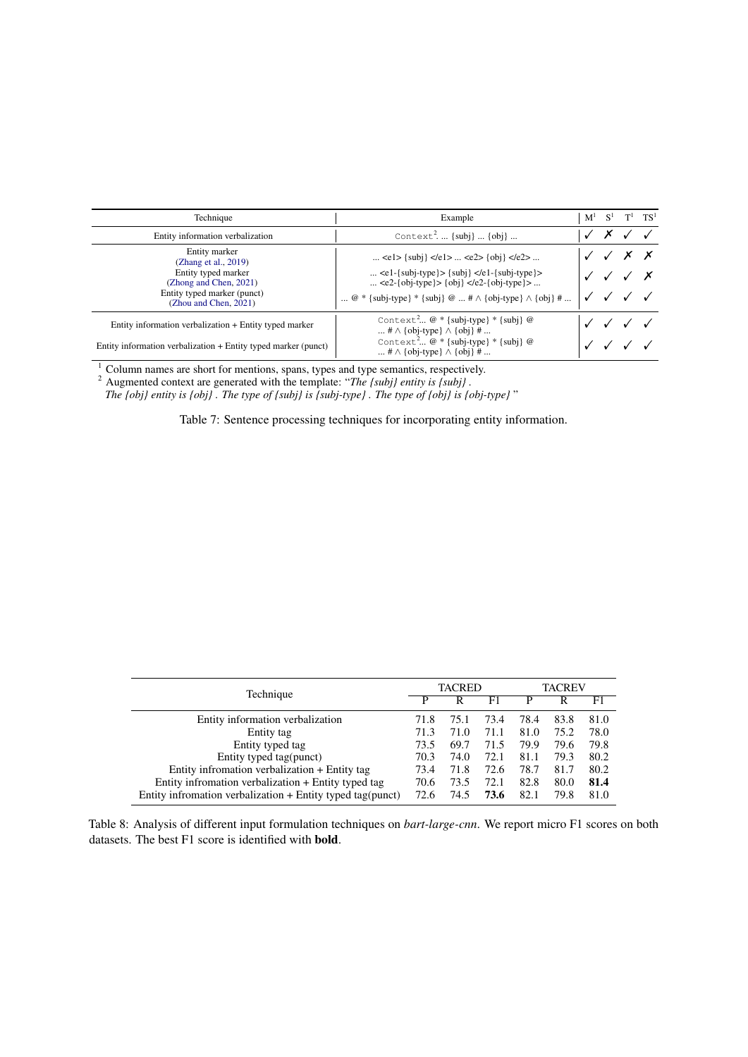| Technique | Example | M[1] | S[1] | T[1] | TS[1] |
|---|---|---|---|---|---|
| Entity information verbalization | `Context`[2]. ... {subj} ... {obj} ... | ✓ | ✗ | ✓ | ✓ |
| Entity marker (Zhang et al., 2019) | ... <e1> {subj} </e1> ... <e2> {obj} </e2> ... | ✓ | ✓ | ✗ | ✗ |
| Entity typed marker (Zhong and Chen, 2021) | ... <e1-{subj-type}> {subj} </e1-{subj-type}> ... <e2-{obj-type}> {obj} </e2-{obj-type}> ... | ✓ | ✓ | ✓ | ✗ |
| Entity typed marker (punct) (Zhou and Chen, 2021) | ... @ * {subj-type} * {subj} @ ... # ∧ {obj-type} ∧ {obj} # ... | ✓ | ✓ | ✓ | ✓ |
| Entity information verbalization + Entity typed marker | `Context`[2]... @ * {subj-type} * {subj} @ ... # ∧ {obj-type} ∧ {obj} # ... | ✓ | ✓ | ✓ | ✓ |
| Entity information verbalization + Entity typed marker (punct) | `Context`[2]... @ * {subj-type} * {subj} @ ... # ∧ {obj-type} ∧ {obj} # ... | ✓ | ✓ | ✓ | ✓ |

[1] Column names are short for mentions, spans, types and type semantics, respectively.
[2] Augmented context are generated with the template: "*The {subj} entity is {subj} . The {obj} entity is {obj} . The type of {subj} is {subj-type} . The type of {obj} is {obj-type}* "

Table 7: Sentence processing techniques for incorporating entity information.

| Technique | TACRED | | | TACREV | | |
|---|---|---|---|---|---|---|
| | P | R | F1 | P | R | F1 |
| Entity information verbalization | 71.8 | 75.1 | 73.4 | 78.4 | 83.8 | 81.0 |
| Entity tag | 71.3 | 71.0 | 71.1 | 81.0 | 75.2 | 78.0 |
| Entity typed tag | 73.5 | 69.7 | 71.5 | 79.9 | 79.6 | 79.8 |
| Entity typed tag(punct) | 70.3 | 74.0 | 72.1 | 81.1 | 79.3 | 80.2 |
| Entity infromation verbalization + Entity tag | 73.4 | 71.8 | 72.6 | 78.7 | 81.7 | 80.2 |
| Entity infromation verbalization + Entity typed tag | 70.6 | 73.5 | 72.1 | 82.8 | 80.0 | **81.4** |
| Entity infromation verbalization + Entity typed tag(punct) | 72.6 | 74.5 | **73.6** | 82.1 | 79.8 | 81.0 |

Table 8: Analysis of different input formulation techniques on *bart-large-cnn*. We report micro F1 scores on both datasets. The best F1 score is identified with **bold**.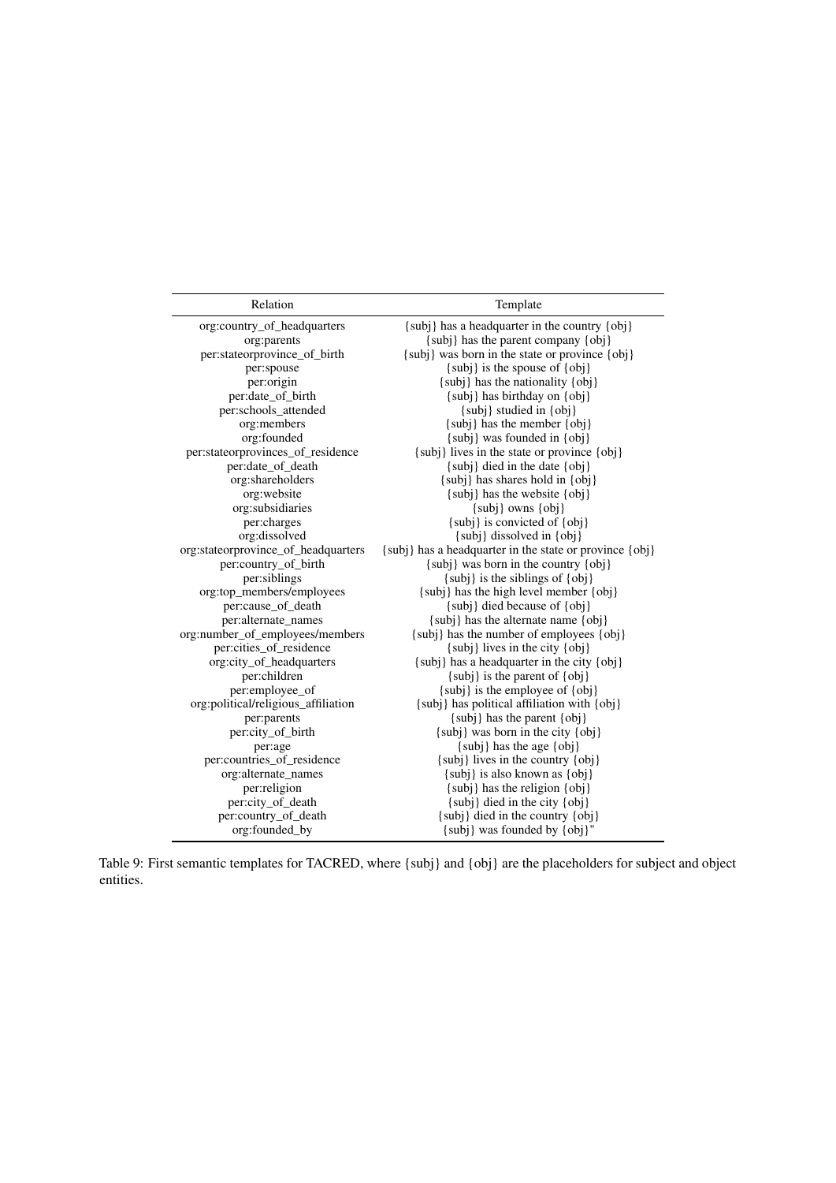| Relation | Template |
|---|---|
| org:country_of_headquarters | {subj} has a headquarter in the country {obj} |
| org:parents | {subj} has the parent company {obj} |
| per:stateorprovince_of_birth | {subj} was born in the state or province {obj} |
| per:spouse | {subj} is the spouse of {obj} |
| per:origin | {subj} has the nationality {obj} |
| per:date_of_birth | {subj} has birthday on {obj} |
| per:schools_attended | {subj} studied in {obj} |
| org:members | {subj} has the member {obj} |
| org:founded | {subj} was founded in {obj} |
| per:stateorprovinces_of_residence | {subj} lives in the state or province {obj} |
| per:date_of_death | {subj} died in the date {obj} |
| org:shareholders | {subj} has shares hold in {obj} |
| org:website | {subj} has the website {obj} |
| org:subsidiaries | {subj} owns {obj} |
| per:charges | {subj} is convicted of {obj} |
| org:dissolved | {subj} dissolved in {obj} |
| org:stateorprovince_of_headquarters | {subj} has a headquarter in the state or province {obj} |
| per:country_of_birth | {subj} was born in the country {obj} |
| per:siblings | {subj} is the siblings of {obj} |
| org:top_members/employees | {subj} has the high level member {obj} |
| per:cause_of_death | {subj} died because of {obj} |
| per:alternate_names | {subj} has the alternate name {obj} |
| org:number_of_employees/members | {subj} has the number of employees {obj} |
| per:cities_of_residence | {subj} lives in the city {obj} |
| org:city_of_headquarters | {subj} has a headquarter in the city {obj} |
| per:children | {subj} is the parent of {obj} |
| per:employee_of | {subj} is the employee of {obj} |
| org:political/religious_affiliation | {subj} has political affiliation with {obj} |
| per:parents | {subj} has the parent {obj} |
| per:city_of_birth | {subj} was born in the city {obj} |
| per:age | {subj} has the age {obj} |
| per:countries_of_residence | {subj} lives in the country {obj} |
| org:alternate_names | {subj} is also known as {obj} |
| per:religion | {subj} has the religion {obj} |
| per:city_of_death | {subj} died in the city {obj} |
| per:country_of_death | {subj} died in the country {obj} |
| org:founded_by | {subj} was founded by {obj}" |

Table 9: First semantic templates for TACRED, where {subj} and {obj} are the placeholders for subject and object entities.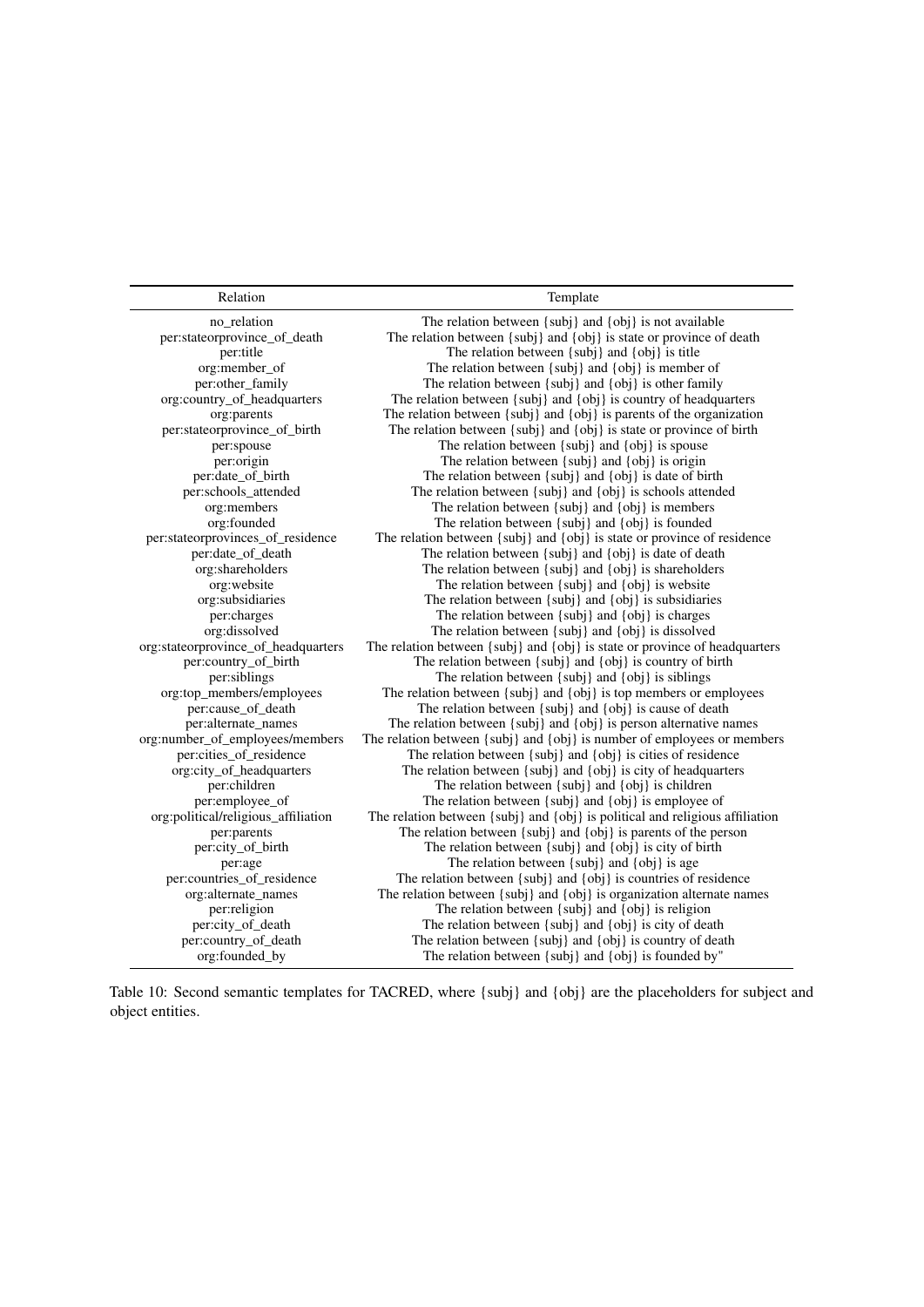| Relation | Template |
|---|---|
| no_relation | The relation between {subj} and {obj} is not available |
| per:stateorprovince_of_death | The relation between {subj} and {obj} is state or province of death |
| per:title | The relation between {subj} and {obj} is title |
| org:member_of | The relation between {subj} and {obj} is member of |
| per:other_family | The relation between {subj} and {obj} is other family |
| org:country_of_headquarters | The relation between {subj} and {obj} is country of headquarters |
| org:parents | The relation between {subj} and {obj} is parents of the organization |
| per:stateorprovince_of_birth | The relation between {subj} and {obj} is state or province of birth |
| per:spouse | The relation between {subj} and {obj} is spouse |
| per:origin | The relation between {subj} and {obj} is origin |
| per:date_of_birth | The relation between {subj} and {obj} is date of birth |
| per:schools_attended | The relation between {subj} and {obj} is schools attended |
| org:members | The relation between {subj} and {obj} is members |
| org:founded | The relation between {subj} and {obj} is founded |
| per:stateorprovinces_of_residence | The relation between {subj} and {obj} is state or province of residence |
| per:date_of_death | The relation between {subj} and {obj} is date of death |
| org:shareholders | The relation between {subj} and {obj} is shareholders |
| org:website | The relation between {subj} and {obj} is website |
| org:subsidiaries | The relation between {subj} and {obj} is subsidiaries |
| per:charges | The relation between {subj} and {obj} is charges |
| org:dissolved | The relation between {subj} and {obj} is dissolved |
| org:stateorprovince_of_headquarters | The relation between {subj} and {obj} is state or province of headquarters |
| per:country_of_birth | The relation between {subj} and {obj} is country of birth |
| per:siblings | The relation between {subj} and {obj} is siblings |
| org:top_members/employees | The relation between {subj} and {obj} is top members or employees |
| per:cause_of_death | The relation between {subj} and {obj} is cause of death |
| per:alternate_names | The relation between {subj} and {obj} is person alternative names |
| org:number_of_employees/members | The relation between {subj} and {obj} is number of employees or members |
| per:cities_of_residence | The relation between {subj} and {obj} is cities of residence |
| org:city_of_headquarters | The relation between {subj} and {obj} is city of headquarters |
| per:children | The relation between {subj} and {obj} is children |
| per:employee_of | The relation between {subj} and {obj} is employee of |
| org:political/religious_affiliation | The relation between {subj} and {obj} is political and religious affiliation |
| per:parents | The relation between {subj} and {obj} is parents of the person |
| per:city_of_birth | The relation between {subj} and {obj} is city of birth |
| per:age | The relation between {subj} and {obj} is age |
| per:countries_of_residence | The relation between {subj} and {obj} is countries of residence |
| org:alternate_names | The relation between {subj} and {obj} is organization alternate names |
| per:religion | The relation between {subj} and {obj} is religion |
| per:city_of_death | The relation between {subj} and {obj} is city of death |
| per:country_of_death | The relation between {subj} and {obj} is country of death |
| org:founded_by | The relation between {subj} and {obj} is founded by" |

Table 10: Second semantic templates for TACRED, where {subj} and {obj} are the placeholders for subject and object entities.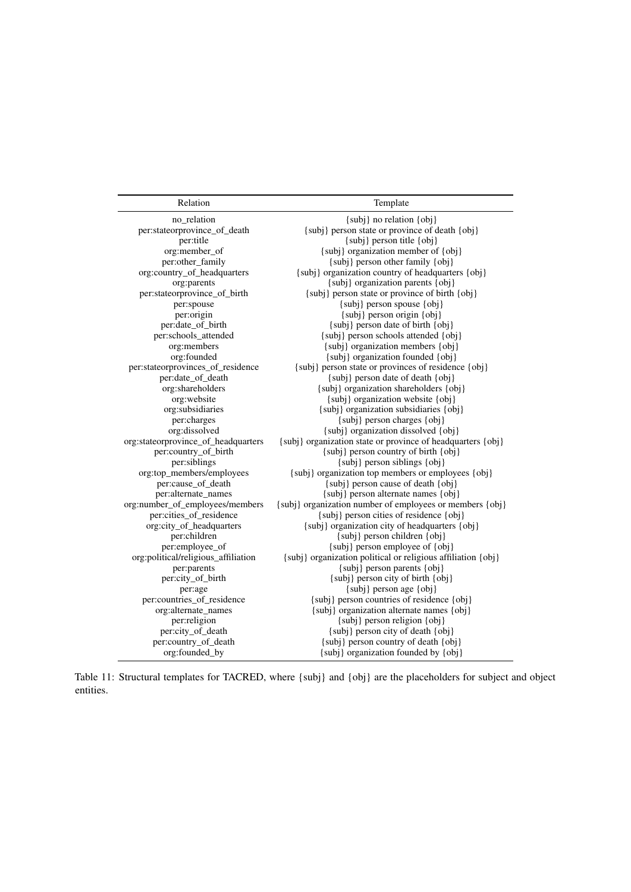| Relation | Template |
|---|---|
| no_relation | {subj} no relation {obj} |
| per:stateorprovince_of_death | {subj} person state or province of death {obj} |
| per:title | {subj} person title {obj} |
| org:member_of | {subj} organization member of {obj} |
| per:other_family | {subj} person other family {obj} |
| org:country_of_headquarters | {subj} organization country of headquarters {obj} |
| org:parents | {subj} organization parents {obj} |
| per:stateorprovince_of_birth | {subj} person state or province of birth {obj} |
| per:spouse | {subj} person spouse {obj} |
| per:origin | {subj} person origin {obj} |
| per:date_of_birth | {subj} person date of birth {obj} |
| per:schools_attended | {subj} person schools attended {obj} |
| org:members | {subj} organization members {obj} |
| org:founded | {subj} organization founded {obj} |
| per:stateorprovinces_of_residence | {subj} person state or provinces of residence {obj} |
| per:date_of_death | {subj} person date of death {obj} |
| org:shareholders | {subj} organization shareholders {obj} |
| org:website | {subj} organization website {obj} |
| org:subsidiaries | {subj} organization subsidiaries {obj} |
| per:charges | {subj} person charges {obj} |
| org:dissolved | {subj} organization dissolved {obj} |
| org:stateorprovince_of_headquarters | {subj} organization state or province of headquarters {obj} |
| per:country_of_birth | {subj} person country of birth {obj} |
| per:siblings | {subj} person siblings {obj} |
| org:top_members/employees | {subj} organization top members or employees {obj} |
| per:cause_of_death | {subj} person cause of death {obj} |
| per:alternate_names | {subj} person alternate names {obj} |
| org:number_of_employees/members | {subj} organization number of employees or members {obj} |
| per:cities_of_residence | {subj} person cities of residence {obj} |
| org:city_of_headquarters | {subj} organization city of headquarters {obj} |
| per:children | {subj} person children {obj} |
| per:employee_of | {subj} person employee of {obj} |
| org:political/religious_affiliation | {subj} organization political or religious affiliation {obj} |
| per:parents | {subj} person parents {obj} |
| per:city_of_birth | {subj} person city of birth {obj} |
| per:age | {subj} person age {obj} |
| per:countries_of_residence | {subj} person countries of residence {obj} |
| org:alternate_names | {subj} organization alternate names {obj} |
| per:religion | {subj} person religion {obj} |
| per:city_of_death | {subj} person city of death {obj} |
| per:country_of_death | {subj} person country of death {obj} |
| org:founded_by | {subj} organization founded by {obj} |

Table 11: Structural templates for TACRED, where {subj} and {obj} are the placeholders for subject and object entities.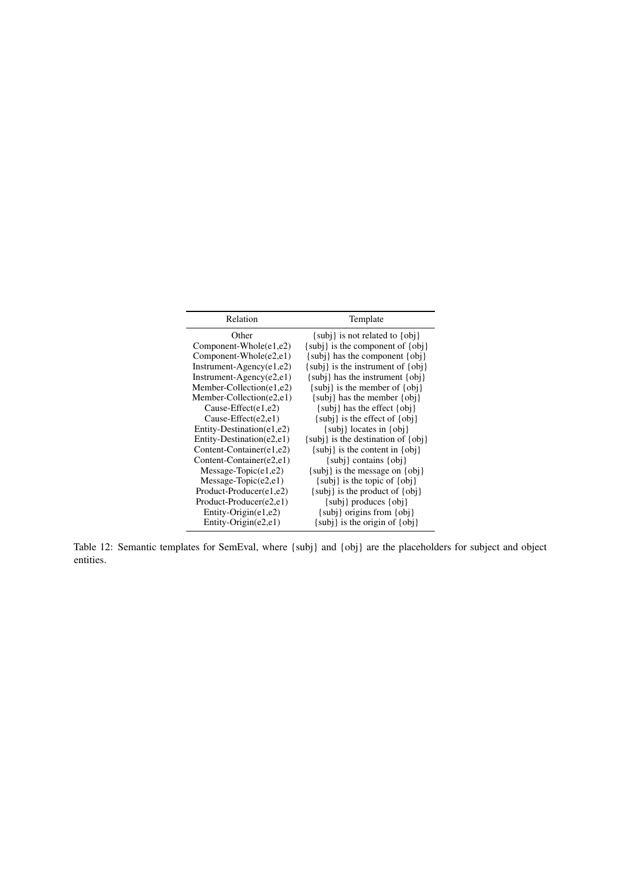| Relation | Template |
|---|---|
| Other | {subj} is not related to {obj} |
| Component-Whole(e1,e2) | {subj} is the component of {obj} |
| Component-Whole(e2,e1) | {subj} has the component {obj} |
| Instrument-Agency(e1,e2) | {subj} is the instrument of {obj} |
| Instrument-Agency(e2,e1) | {subj} has the instrument {obj} |
| Member-Collection(e1,e2) | {subj} is the member of {obj} |
| Member-Collection(e2,e1) | {subj} has the member {obj} |
| Cause-Effect(e1,e2) | {subj} has the effect {obj} |
| Cause-Effect(e2,e1) | {subj} is the effect of {obj} |
| Entity-Destination(e1,e2) | {subj} locates in {obj} |
| Entity-Destination(e2,e1) | {subj} is the destination of {obj} |
| Content-Container(e1,e2) | {subj} is the content in {obj} |
| Content-Container(e2,e1) | {subj} contains {obj} |
| Message-Topic(e1,e2) | {subj} is the message on {obj} |
| Message-Topic(e2,e1) | {subj} is the topic of {obj} |
| Product-Producer(e1,e2) | {subj} is the product of {obj} |
| Product-Producer(e2,e1) | {subj} produces {obj} |
| Entity-Origin(e1,e2) | {subj} origins from {obj} |
| Entity-Origin(e2,e1) | {subj} is the origin of {obj} |

Table 12: Semantic templates for SemEval, where {subj} and {obj} are the placeholders for subject and object entities.